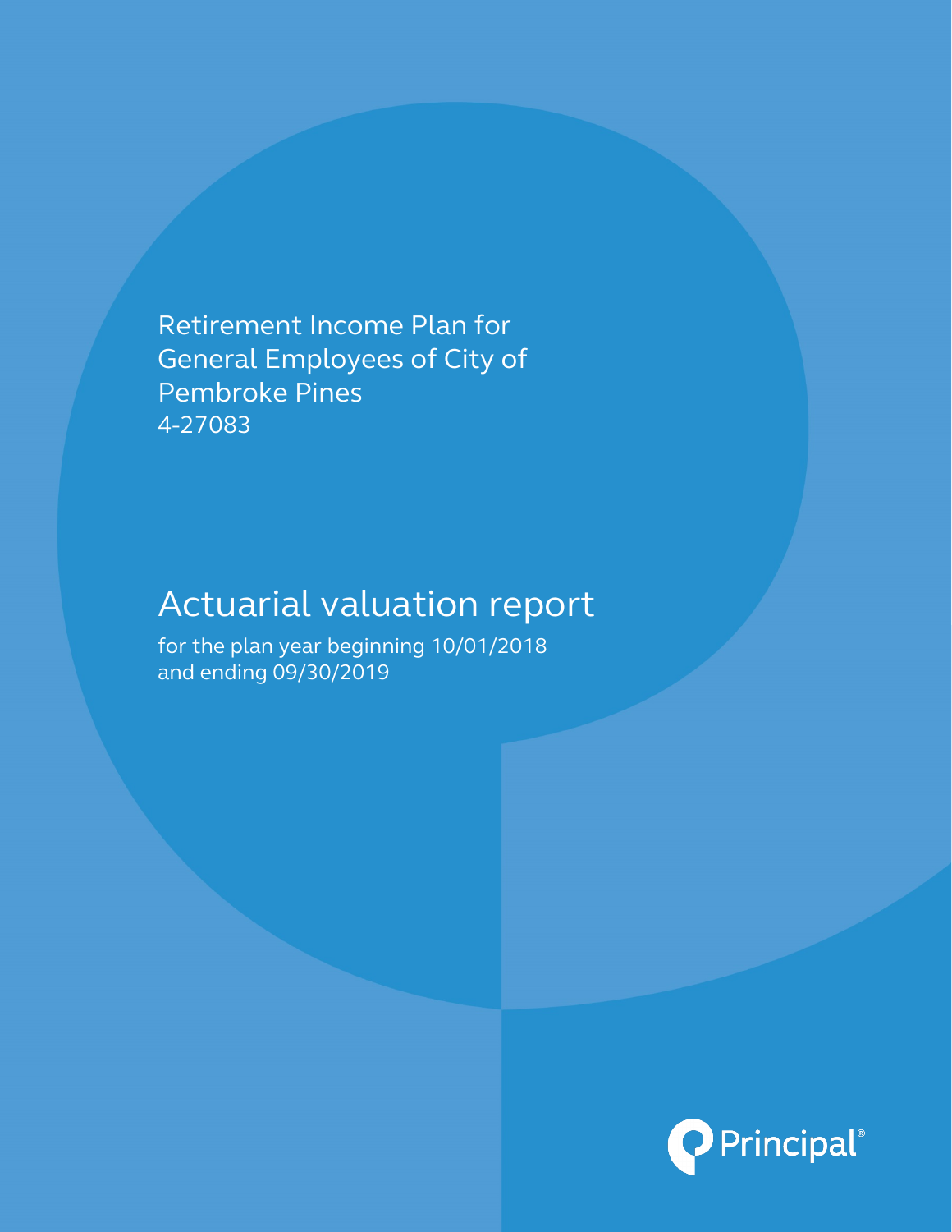Retirement Income Plan for General Employees of City of Pembroke Pines
4-27083

# Actuarial valuation report

for the plan year beginning 10/01/2018 and ending 09/30/2019

Principal®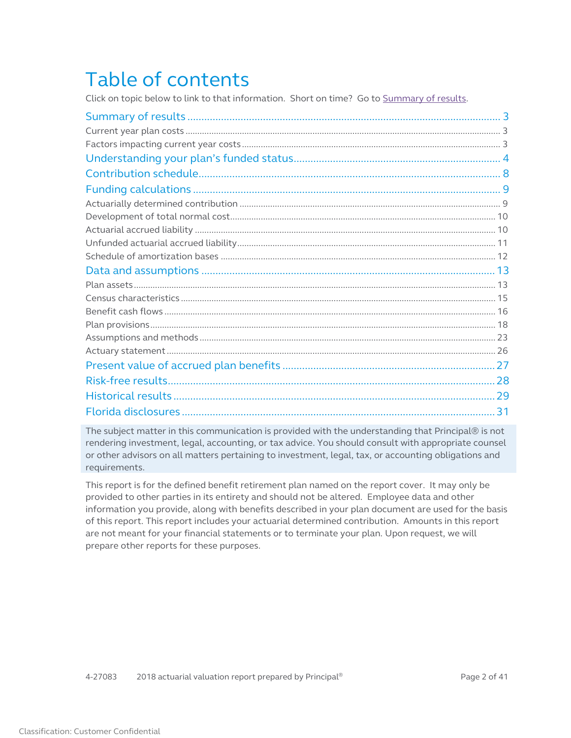# Table of contents

Click on topic below to link to that information. Short on time? Go to Summary of results.

- Summary of results ........ 3
  - Current year plan costs ........ 3
  - Factors impacting current year costs ........ 3
- Understanding your plan's funded status ........ 4
- Contribution schedule ........ 8
- Funding calculations ........ 9
  - Actuarially determined contribution ........ 9
  - Development of total normal cost ........ 10
  - Actuarial accrued liability ........ 10
  - Unfunded actuarial accrued liability ........ 11
  - Schedule of amortization bases ........ 12
- Data and assumptions ........ 13
  - Plan assets ........ 13
  - Census characteristics ........ 15
  - Benefit cash flows ........ 16
  - Plan provisions ........ 18
  - Assumptions and methods ........ 23
  - Actuary statement ........ 26
- Present value of accrued plan benefits ........ 27
- Risk-free results ........ 28
- Historical results ........ 29
- Florida disclosures ........ 31

The subject matter in this communication is provided with the understanding that Principal® is not rendering investment, legal, accounting, or tax advice. You should consult with appropriate counsel or other advisors on all matters pertaining to investment, legal, tax, or accounting obligations and requirements.

This report is for the defined benefit retirement plan named on the report cover. It may only be provided to other parties in its entirety and should not be altered. Employee data and other information you provide, along with benefits described in your plan document are used for the basis of this report. This report includes your actuarial determined contribution. Amounts in this report are not meant for your financial statements or to terminate your plan. Upon request, we will prepare other reports for these purposes.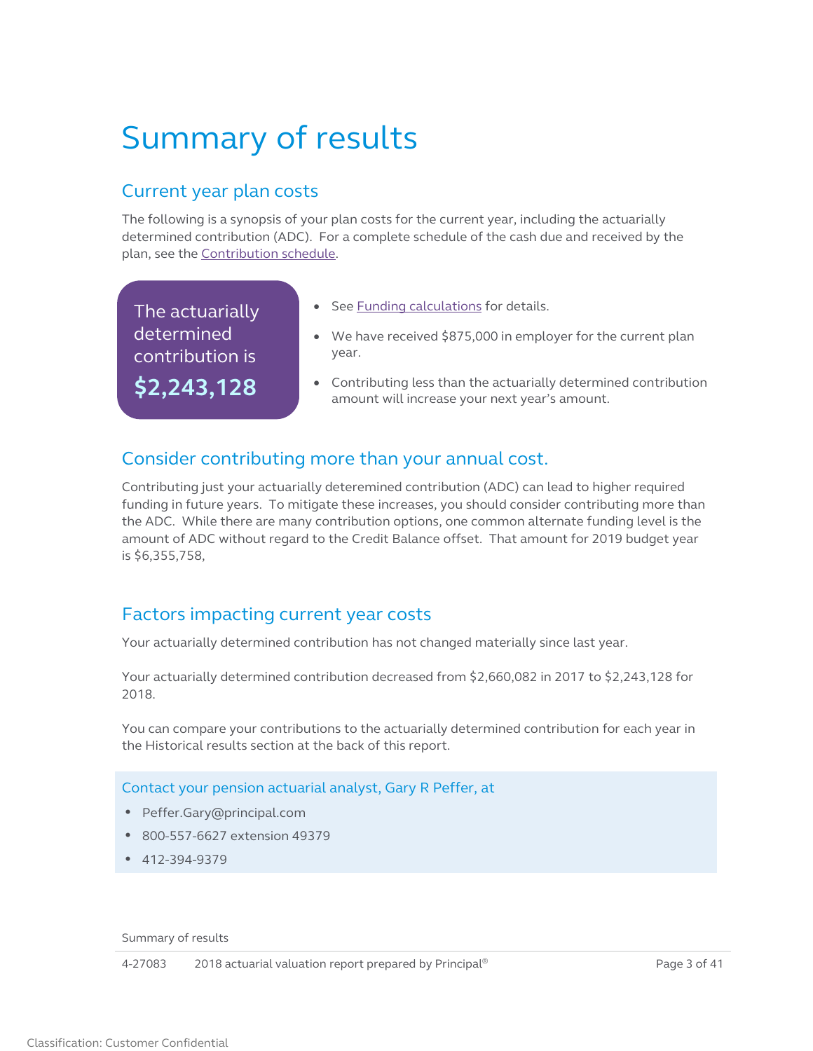# Summary of results

## Current year plan costs

The following is a synopsis of your plan costs for the current year, including the actuarially determined contribution (ADC). For a complete schedule of the cash due and received by the plan, see the Contribution schedule.

The actuarially determined contribution is

**$2,243,128**

- See Funding calculations for details.
- We have received $875,000 in employer for the current plan year.
- Contributing less than the actuarially determined contribution amount will increase your next year's amount.

## Consider contributing more than your annual cost.

Contributing just your actuarially deteremined contribution (ADC) can lead to higher required funding in future years. To mitigate these increases, you should consider contributing more than the ADC. While there are many contribution options, one common alternate funding level is the amount of ADC without regard to the Credit Balance offset. That amount for 2019 budget year is $6,355,758,

## Factors impacting current year costs

Your actuarially determined contribution has not changed materially since last year.

Your actuarially determined contribution decreased from $2,660,082 in 2017 to $2,243,128 for 2018.

You can compare your contributions to the actuarially determined contribution for each year in the Historical results section at the back of this report.

### Contact your pension actuarial analyst, Gary R Peffer, at

- Peffer.Gary@principal.com
- 800-557-6627 extension 49379
- 412-394-9379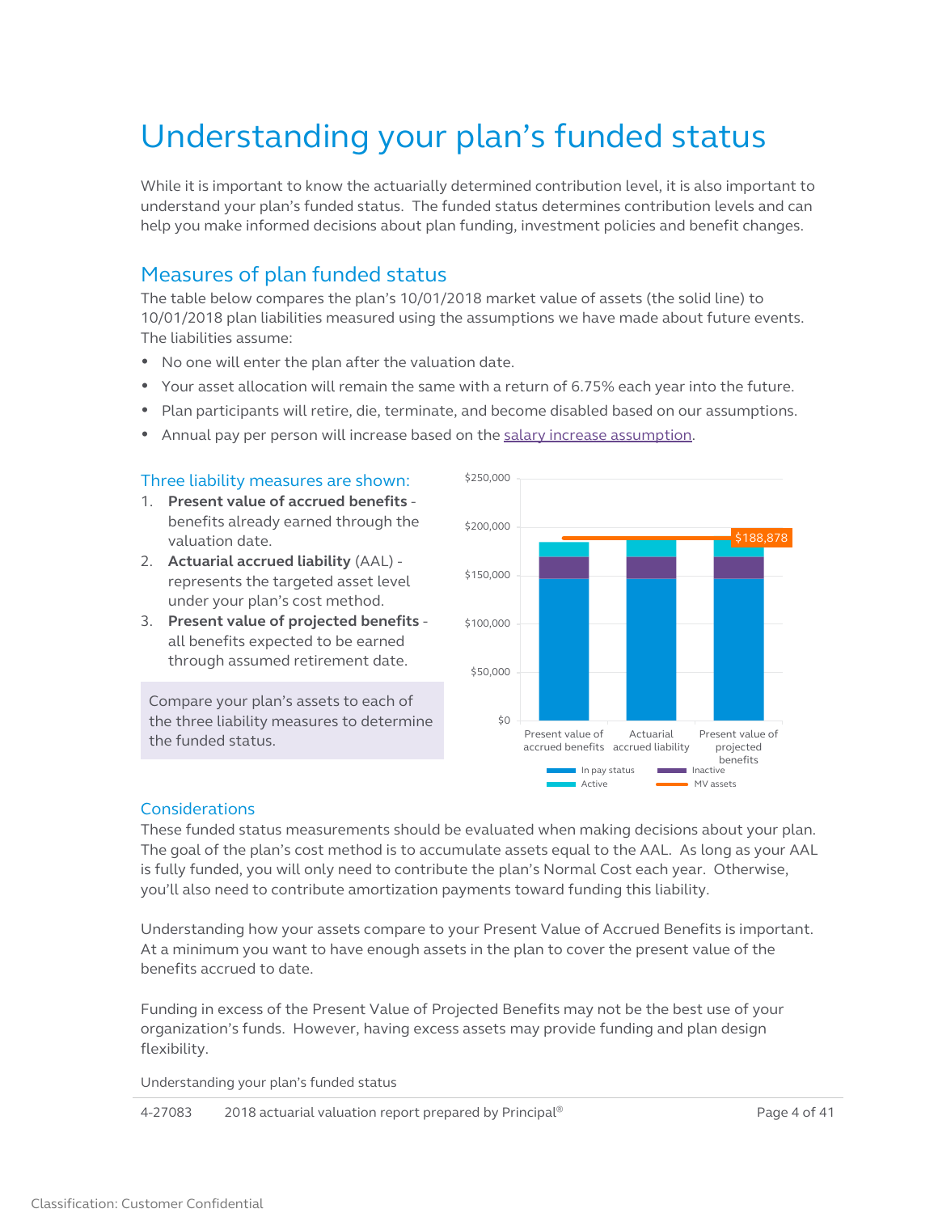# Understanding your plan's funded status

While it is important to know the actuarially determined contribution level, it is also important to understand your plan's funded status. The funded status determines contribution levels and can help you make informed decisions about plan funding, investment policies and benefit changes.

## Measures of plan funded status

The table below compares the plan's 10/01/2018 market value of assets (the solid line) to 10/01/2018 plan liabilities measured using the assumptions we have made about future events. The liabilities assume:

- No one will enter the plan after the valuation date.
- Your asset allocation will remain the same with a return of 6.75% each year into the future.
- Plan participants will retire, die, terminate, and become disabled based on our assumptions.
- Annual pay per person will increase based on the salary increase assumption.

### Three liability measures are shown:

1. **Present value of accrued benefits** - benefits already earned through the valuation date.
2. **Actuarial accrued liability** (AAL) - represents the targeted asset level under your plan's cost method.
3. **Present value of projected benefits** - all benefits expected to be earned through assumed retirement date.

Compare your plan's assets to each of the three liability measures to determine the funded status.

$188,878

Present value of accrued benefits | Actuarial accrued liability | Present value of projected benefits

In pay status | Inactive | Active | MV assets

### Considerations

These funded status measurements should be evaluated when making decisions about your plan. The goal of the plan's cost method is to accumulate assets equal to the AAL. As long as your AAL is fully funded, you will only need to contribute the plan's Normal Cost each year. Otherwise, you'll also need to contribute amortization payments toward funding this liability.

Understanding how your assets compare to your Present Value of Accrued Benefits is important. At a minimum you want to have enough assets in the plan to cover the present value of the benefits accrued to date.

Funding in excess of the Present Value of Projected Benefits may not be the best use of your organization's funds. However, having excess assets may provide funding and plan design flexibility.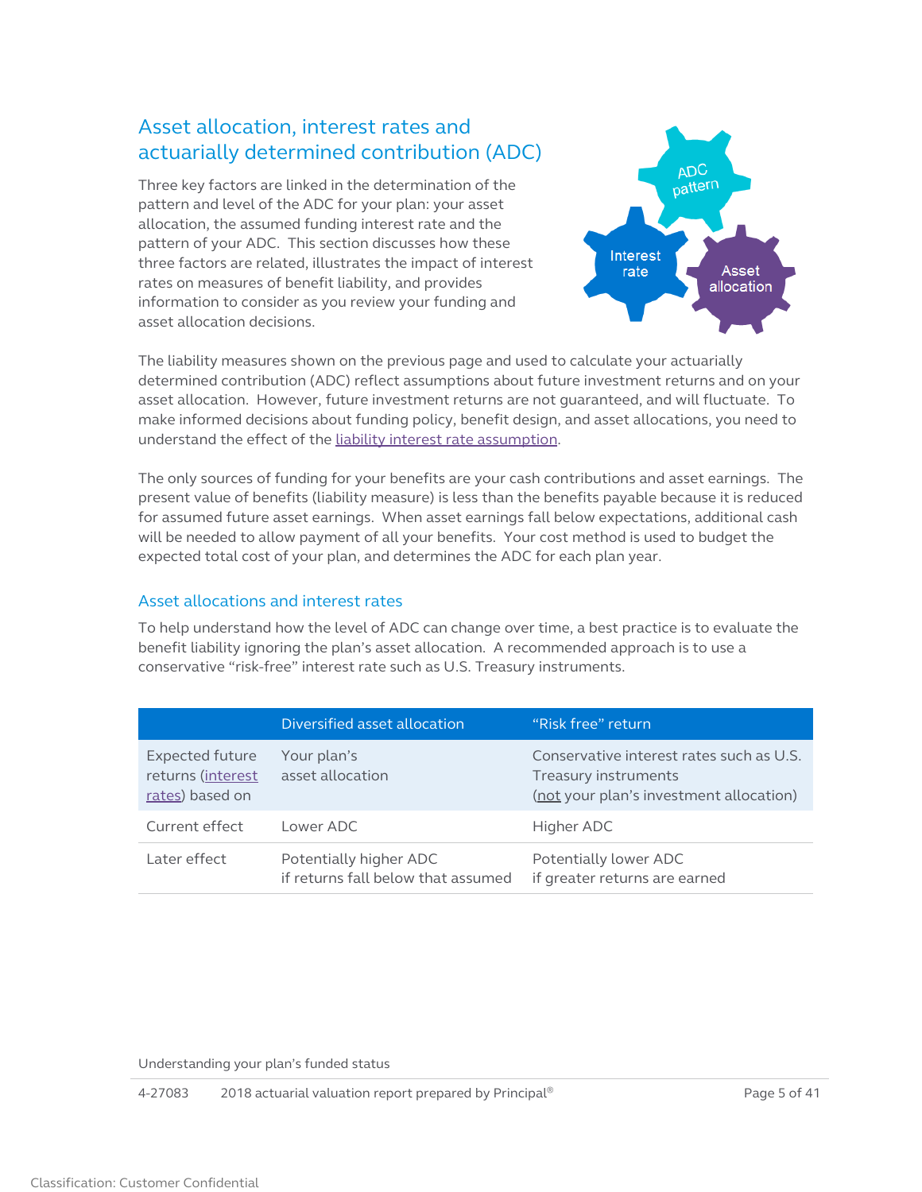## Asset allocation, interest rates and actuarially determined contribution (ADC)

Three key factors are linked in the determination of the pattern and level of the ADC for your plan: your asset allocation, the assumed funding interest rate and the pattern of your ADC. This section discusses how these three factors are related, illustrates the impact of interest rates on measures of benefit liability, and provides information to consider as you review your funding and asset allocation decisions.

ADC pattern

Interest rate

Asset allocation

The liability measures shown on the previous page and used to calculate your actuarially determined contribution (ADC) reflect assumptions about future investment returns and on your asset allocation. However, future investment returns are not guaranteed, and will fluctuate. To make informed decisions about funding policy, benefit design, and asset allocations, you need to understand the effect of the liability interest rate assumption.

The only sources of funding for your benefits are your cash contributions and asset earnings. The present value of benefits (liability measure) is less than the benefits payable because it is reduced for assumed future asset earnings. When asset earnings fall below expectations, additional cash will be needed to allow payment of all your benefits. Your cost method is used to budget the expected total cost of your plan, and determines the ADC for each plan year.

### Asset allocations and interest rates

To help understand how the level of ADC can change over time, a best practice is to evaluate the benefit liability ignoring the plan's asset allocation. A recommended approach is to use a conservative "risk-free" interest rate such as U.S. Treasury instruments.

| | Diversified asset allocation | "Risk free" return |
|---|---|---|
| Expected future returns (interest rates) based on | Your plan's asset allocation | Conservative interest rates such as U.S. Treasury instruments (not your plan's investment allocation) |
| Current effect | Lower ADC | Higher ADC |
| Later effect | Potentially higher ADC if returns fall below that assumed | Potentially lower ADC if greater returns are earned |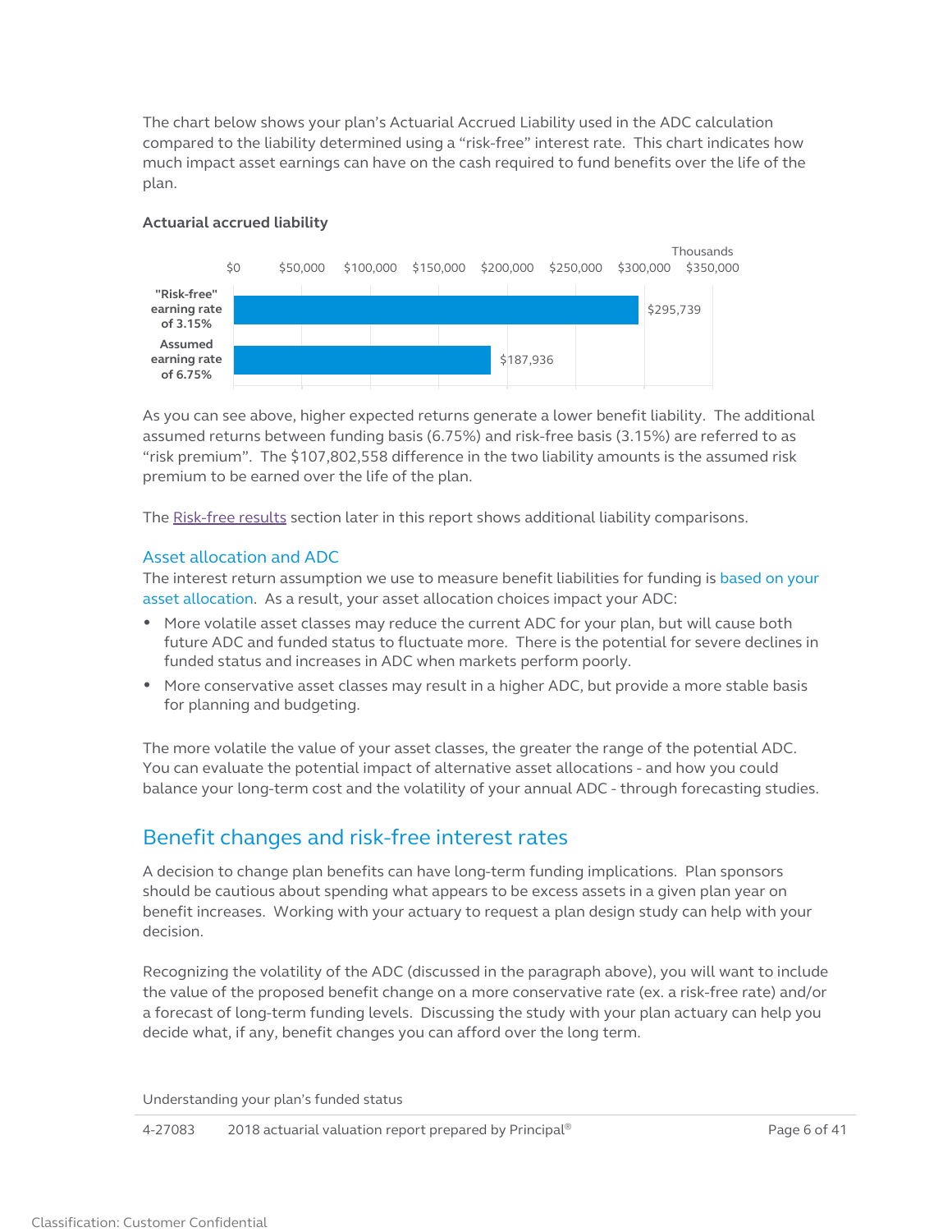The chart below shows your plan's Actuarial Accrued Liability used in the ADC calculation compared to the liability determined using a "risk-free" interest rate. This chart indicates how much impact asset earnings can have on the cash required to fund benefits over the life of the plan.

**Actuarial accrued liability**

| | Thousands |
| --- | --- |
| "Risk-free" earning rate of 3.15% | $295,739 |
| Assumed earning rate of 6.75% | $187,936 |

As you can see above, higher expected returns generate a lower benefit liability. The additional assumed returns between funding basis (6.75%) and risk-free basis (3.15%) are referred to as "risk premium". The $107,802,558 difference in the two liability amounts is the assumed risk premium to be earned over the life of the plan.

The Risk-free results section later in this report shows additional liability comparisons.

### Asset allocation and ADC

The interest return assumption we use to measure benefit liabilities for funding is based on your asset allocation. As a result, your asset allocation choices impact your ADC:

- More volatile asset classes may reduce the current ADC for your plan, but will cause both future ADC and funded status to fluctuate more. There is the potential for severe declines in funded status and increases in ADC when markets perform poorly.
- More conservative asset classes may result in a higher ADC, but provide a more stable basis for planning and budgeting.

The more volatile the value of your asset classes, the greater the range of the potential ADC. You can evaluate the potential impact of alternative asset allocations - and how you could balance your long-term cost and the volatility of your annual ADC - through forecasting studies.

## Benefit changes and risk-free interest rates

A decision to change plan benefits can have long-term funding implications. Plan sponsors should be cautious about spending what appears to be excess assets in a given plan year on benefit increases. Working with your actuary to request a plan design study can help with your decision.

Recognizing the volatility of the ADC (discussed in the paragraph above), you will want to include the value of the proposed benefit change on a more conservative rate (ex. a risk-free rate) and/or a forecast of long-term funding levels. Discussing the study with your plan actuary can help you decide what, if any, benefit changes you can afford over the long term.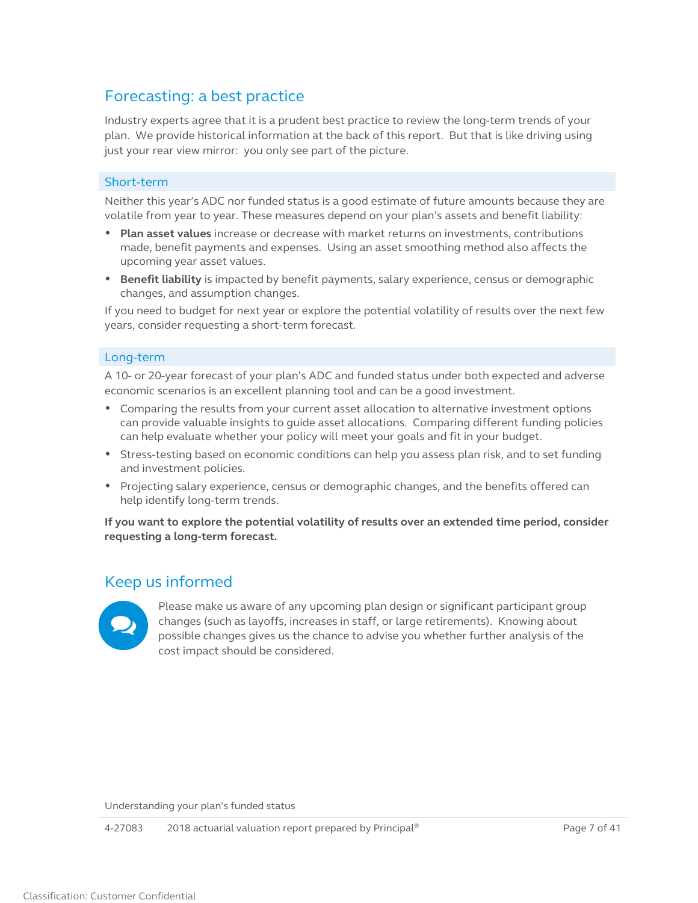## Forecasting: a best practice

Industry experts agree that it is a prudent best practice to review the long-term trends of your plan. We provide historical information at the back of this report. But that is like driving using just your rear view mirror: you only see part of the picture.

### Short-term

Neither this year's ADC nor funded status is a good estimate of future amounts because they are volatile from year to year. These measures depend on your plan's assets and benefit liability:

- **Plan asset values** increase or decrease with market returns on investments, contributions made, benefit payments and expenses. Using an asset smoothing method also affects the upcoming year asset values.
- **Benefit liability** is impacted by benefit payments, salary experience, census or demographic changes, and assumption changes.

If you need to budget for next year or explore the potential volatility of results over the next few years, consider requesting a short-term forecast.

### Long-term

A 10- or 20-year forecast of your plan's ADC and funded status under both expected and adverse economic scenarios is an excellent planning tool and can be a good investment.

- Comparing the results from your current asset allocation to alternative investment options can provide valuable insights to guide asset allocations. Comparing different funding policies can help evaluate whether your policy will meet your goals and fit in your budget.
- Stress-testing based on economic conditions can help you assess plan risk, and to set funding and investment policies.
- Projecting salary experience, census or demographic changes, and the benefits offered can help identify long-term trends.

**If you want to explore the potential volatility of results over an extended time period, consider requesting a long-term forecast.**

## Keep us informed

Please make us aware of any upcoming plan design or significant participant group changes (such as layoffs, increases in staff, or large retirements). Knowing about possible changes gives us the chance to advise you whether further analysis of the cost impact should be considered.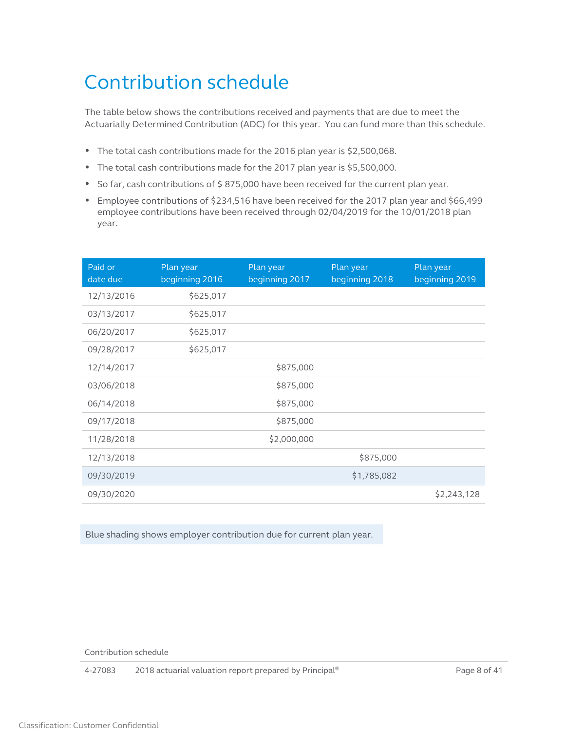# Contribution schedule

The table below shows the contributions received and payments that are due to meet the Actuarially Determined Contribution (ADC) for this year. You can fund more than this schedule.

- The total cash contributions made for the 2016 plan year is $2,500,068.
- The total cash contributions made for the 2017 plan year is $5,500,000.
- So far, cash contributions of $ 875,000 have been received for the current plan year.
- Employee contributions of $234,516 have been received for the 2017 plan year and $66,499 employee contributions have been received through 02/04/2019 for the 10/01/2018 plan year.

| Paid or date due | Plan year beginning 2016 | Plan year beginning 2017 | Plan year beginning 2018 | Plan year beginning 2019 |
|---|---|---|---|---|
| 12/13/2016 | $625,017 | | | |
| 03/13/2017 | $625,017 | | | |
| 06/20/2017 | $625,017 | | | |
| 09/28/2017 | $625,017 | | | |
| 12/14/2017 | | $875,000 | | |
| 03/06/2018 | | $875,000 | | |
| 06/14/2018 | | $875,000 | | |
| 09/17/2018 | | $875,000 | | |
| 11/28/2018 | | $2,000,000 | | |
| 12/13/2018 | | | $875,000 | |
| 09/30/2019 | | | $1,785,082 | |
| 09/30/2020 | | | | $2,243,128 |

Blue shading shows employer contribution due for current plan year.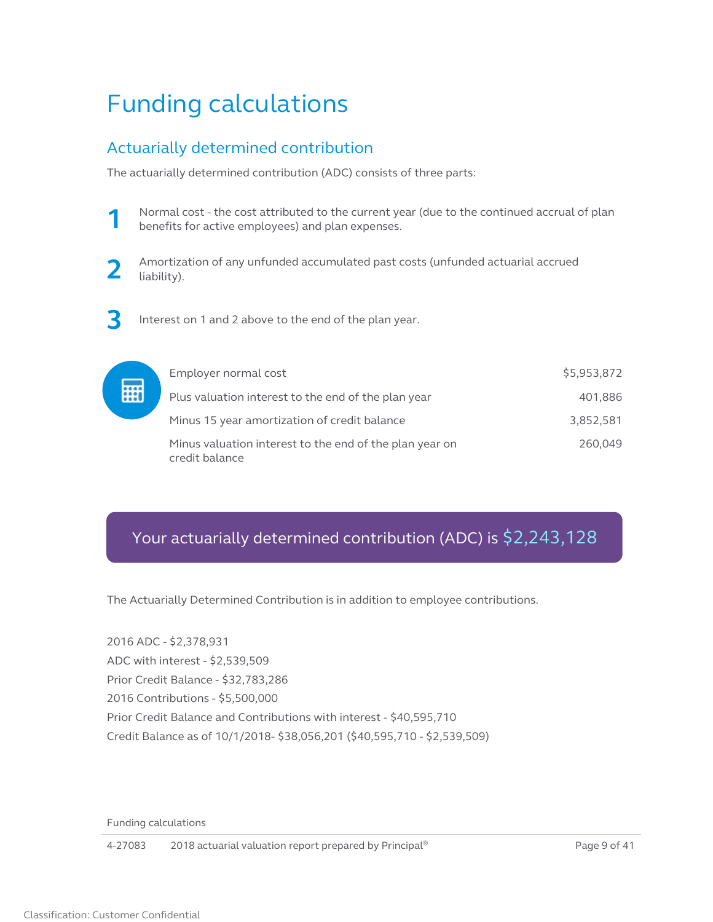# Funding calculations

## Actuarially determined contribution

The actuarially determined contribution (ADC) consists of three parts:

1. Normal cost - the cost attributed to the current year (due to the continued accrual of plan benefits for active employees) and plan expenses.
2. Amortization of any unfunded accumulated past costs (unfunded actuarial accrued liability).
3. Interest on 1 and 2 above to the end of the plan year.

| | |
|---|---|
| Employer normal cost | $5,953,872 |
| Plus valuation interest to the end of the plan year | 401,886 |
| Minus 15 year amortization of credit balance | 3,852,581 |
| Minus valuation interest to the end of the plan year on credit balance | 260,049 |

**Your actuarially determined contribution (ADC) is $2,243,128**

The Actuarially Determined Contribution is in addition to employee contributions.

2016 ADC - $2,378,931
ADC with interest - $2,539,509
Prior Credit Balance - $32,783,286
2016 Contributions - $5,500,000
Prior Credit Balance and Contributions with interest - $40,595,710
Credit Balance as of 10/1/2018- $38,056,201 ($40,595,710 - $2,539,509)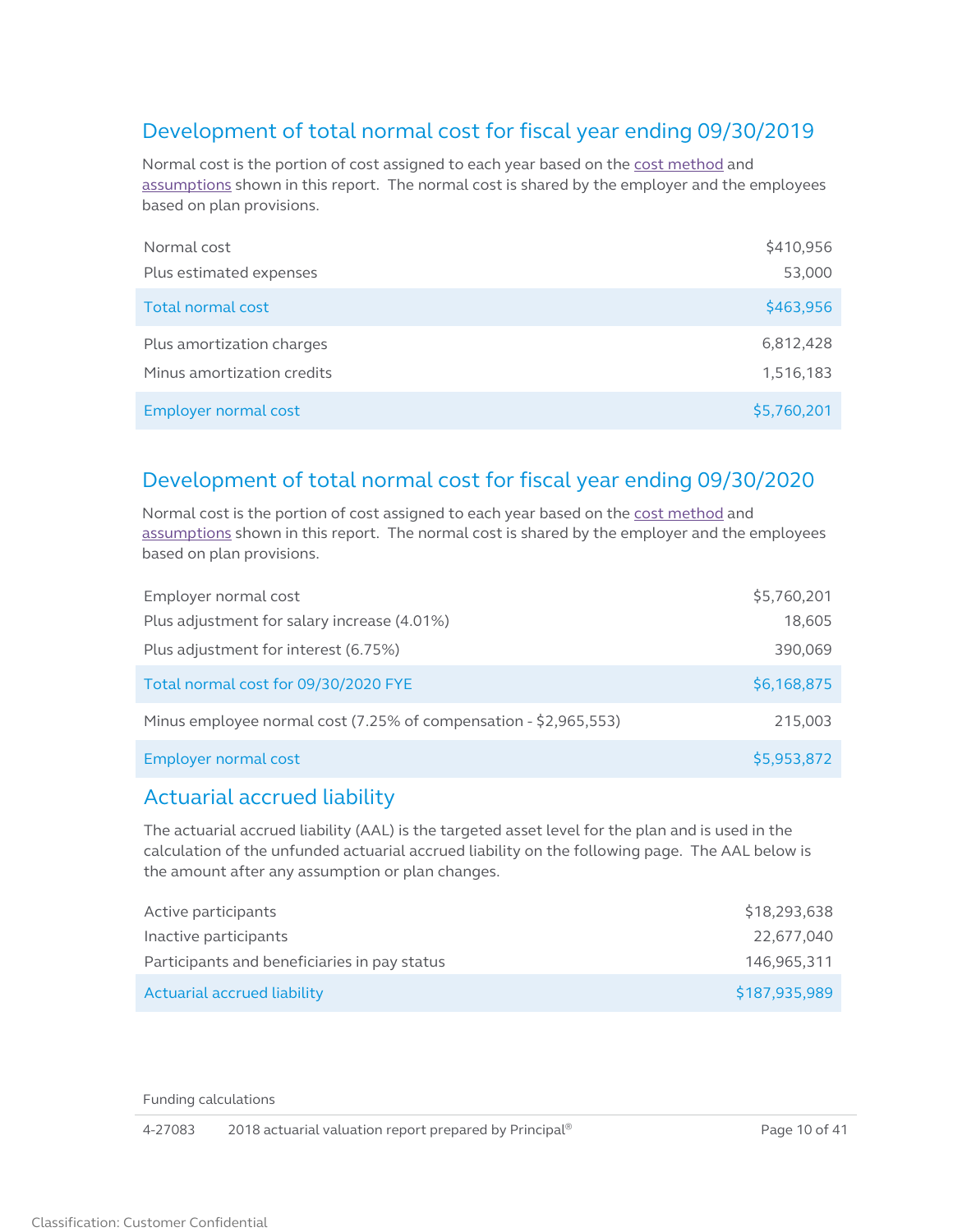## Development of total normal cost for fiscal year ending 09/30/2019

Normal cost is the portion of cost assigned to each year based on the cost method and assumptions shown in this report. The normal cost is shared by the employer and the employees based on plan provisions.

| | |
|---|---:|
| Normal cost | $410,956 |
| Plus estimated expenses | 53,000 |
| Total normal cost | $463,956 |
| Plus amortization charges | 6,812,428 |
| Minus amortization credits | 1,516,183 |
| Employer normal cost | $5,760,201 |

## Development of total normal cost for fiscal year ending 09/30/2020

Normal cost is the portion of cost assigned to each year based on the cost method and assumptions shown in this report. The normal cost is shared by the employer and the employees based on plan provisions.

| | |
|---|---:|
| Employer normal cost | $5,760,201 |
| Plus adjustment for salary increase (4.01%) | 18,605 |
| Plus adjustment for interest (6.75%) | 390,069 |
| Total normal cost for 09/30/2020 FYE | $6,168,875 |
| Minus employee normal cost (7.25% of compensation - $2,965,553) | 215,003 |
| Employer normal cost | $5,953,872 |

## Actuarial accrued liability

The actuarial accrued liability (AAL) is the targeted asset level for the plan and is used in the calculation of the unfunded actuarial accrued liability on the following page. The AAL below is the amount after any assumption or plan changes.

| | |
|---|---:|
| Active participants | $18,293,638 |
| Inactive participants | 22,677,040 |
| Participants and beneficiaries in pay status | 146,965,311 |
| Actuarial accrued liability | $187,935,989 |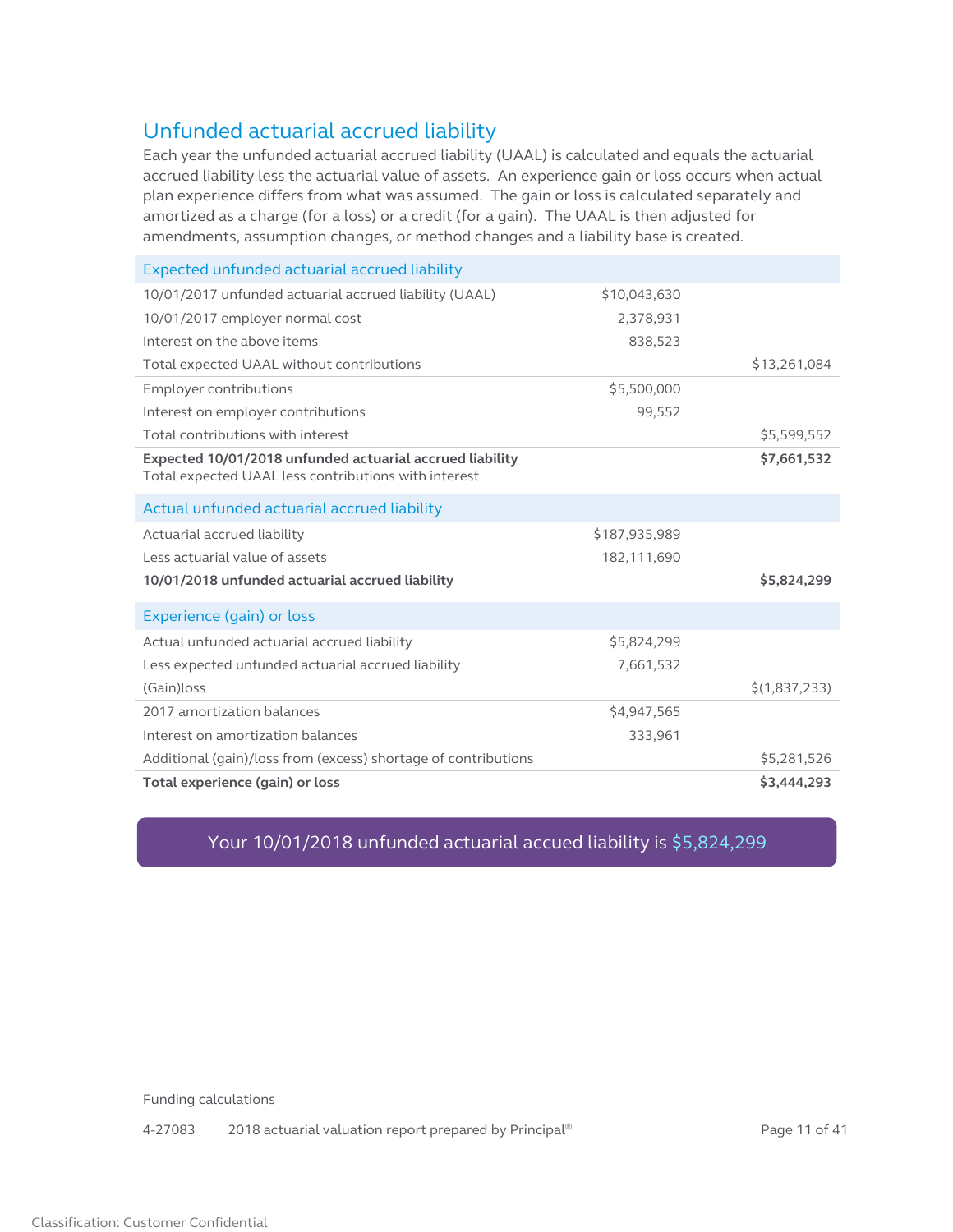## Unfunded actuarial accrued liability

Each year the unfunded actuarial accrued liability (UAAL) is calculated and equals the actuarial accrued liability less the actuarial value of assets. An experience gain or loss occurs when actual plan experience differs from what was assumed. The gain or loss is calculated separately and amortized as a charge (for a loss) or a credit (for a gain). The UAAL is then adjusted for amendments, assumption changes, or method changes and a liability base is created.

| Expected unfunded actuarial accrued liability | | |
|---|---|---|
| 10/01/2017 unfunded actuarial accrued liability (UAAL) | $10,043,630 | |
| 10/01/2017 employer normal cost | 2,378,931 | |
| Interest on the above items | 838,523 | |
| Total expected UAAL without contributions | | $13,261,084 |
| Employer contributions | $5,500,000 | |
| Interest on employer contributions | 99,552 | |
| Total contributions with interest | | $5,599,552 |
| **Expected 10/01/2018 unfunded actuarial accrued liability**<br>Total expected UAAL less contributions with interest | | **$7,661,532** |

| Actual unfunded actuarial accrued liability | | |
|---|---|---|
| Actuarial accrued liability | $187,935,989 | |
| Less actuarial value of assets | 182,111,690 | |
| **10/01/2018 unfunded actuarial accrued liability** | | **$5,824,299** |

| Experience (gain) or loss | | |
|---|---|---|
| Actual unfunded actuarial accrued liability | $5,824,299 | |
| Less expected unfunded actuarial accrued liability | 7,661,532 | |
| (Gain)loss | | $(1,837,233) |
| 2017 amortization balances | $4,947,565 | |
| Interest on amortization balances | 333,961 | |
| Additional (gain)/loss from (excess) shortage of contributions | | $5,281,526 |
| **Total experience (gain) or loss** | | **$3,444,293** |

**Your 10/01/2018 unfunded actuarial accued liability is $5,824,299**

Funding calculations

4-27083 2018 actuarial valuation report prepared by Principal®

Classification: Customer Confidential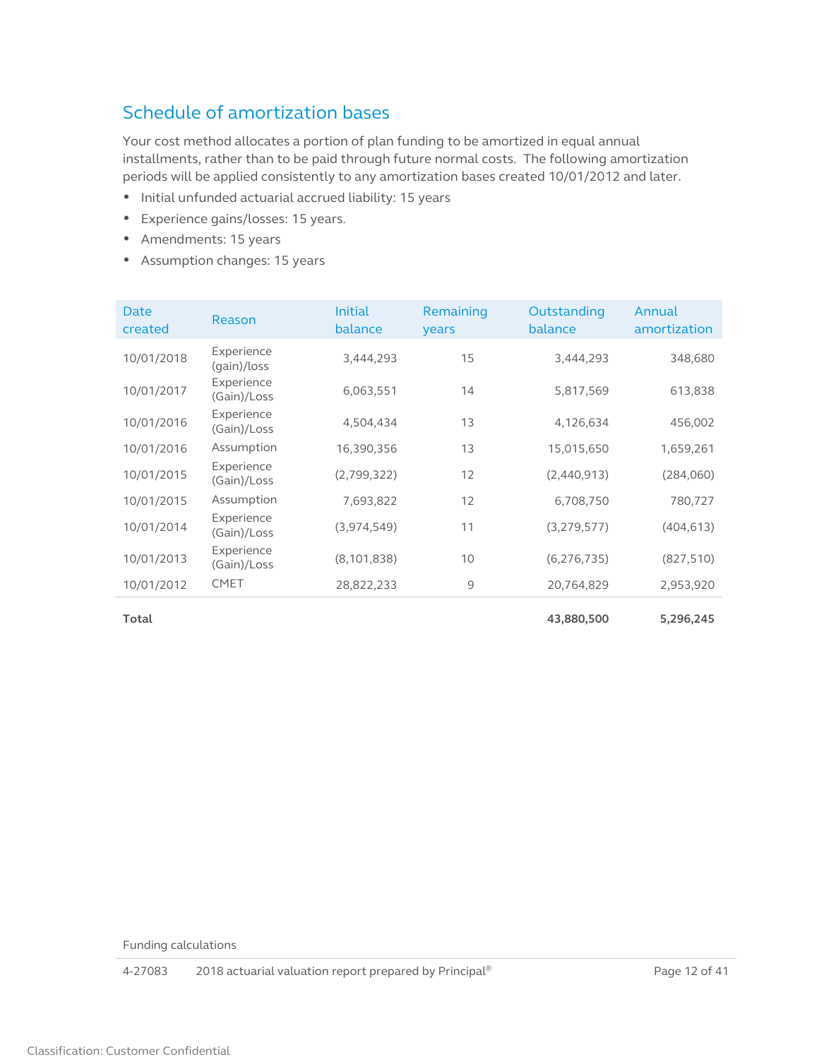## Schedule of amortization bases

Your cost method allocates a portion of plan funding to be amortized in equal annual installments, rather than to be paid through future normal costs. The following amortization periods will be applied consistently to any amortization bases created 10/01/2012 and later.

- Initial unfunded actuarial accrued liability: 15 years
- Experience gains/losses: 15 years.
- Amendments: 15 years
- Assumption changes: 15 years

| Date created | Reason | Initial balance | Remaining years | Outstanding balance | Annual amortization |
|---|---|---|---|---|---|
| 10/01/2018 | Experience (gain)/loss | 3,444,293 | 15 | 3,444,293 | 348,680 |
| 10/01/2017 | Experience (Gain)/Loss | 6,063,551 | 14 | 5,817,569 | 613,838 |
| 10/01/2016 | Experience (Gain)/Loss | 4,504,434 | 13 | 4,126,634 | 456,002 |
| 10/01/2016 | Assumption | 16,390,356 | 13 | 15,015,650 | 1,659,261 |
| 10/01/2015 | Experience (Gain)/Loss | (2,799,322) | 12 | (2,440,913) | (284,060) |
| 10/01/2015 | Assumption | 7,693,822 | 12 | 6,708,750 | 780,727 |
| 10/01/2014 | Experience (Gain)/Loss | (3,974,549) | 11 | (3,279,577) | (404,613) |
| 10/01/2013 | Experience (Gain)/Loss | (8,101,838) | 10 | (6,276,735) | (827,510) |
| 10/01/2012 | CMET | 28,822,233 | 9 | 20,764,829 | 2,953,920 |
| **Total** | | | | **43,880,500** | **5,296,245** |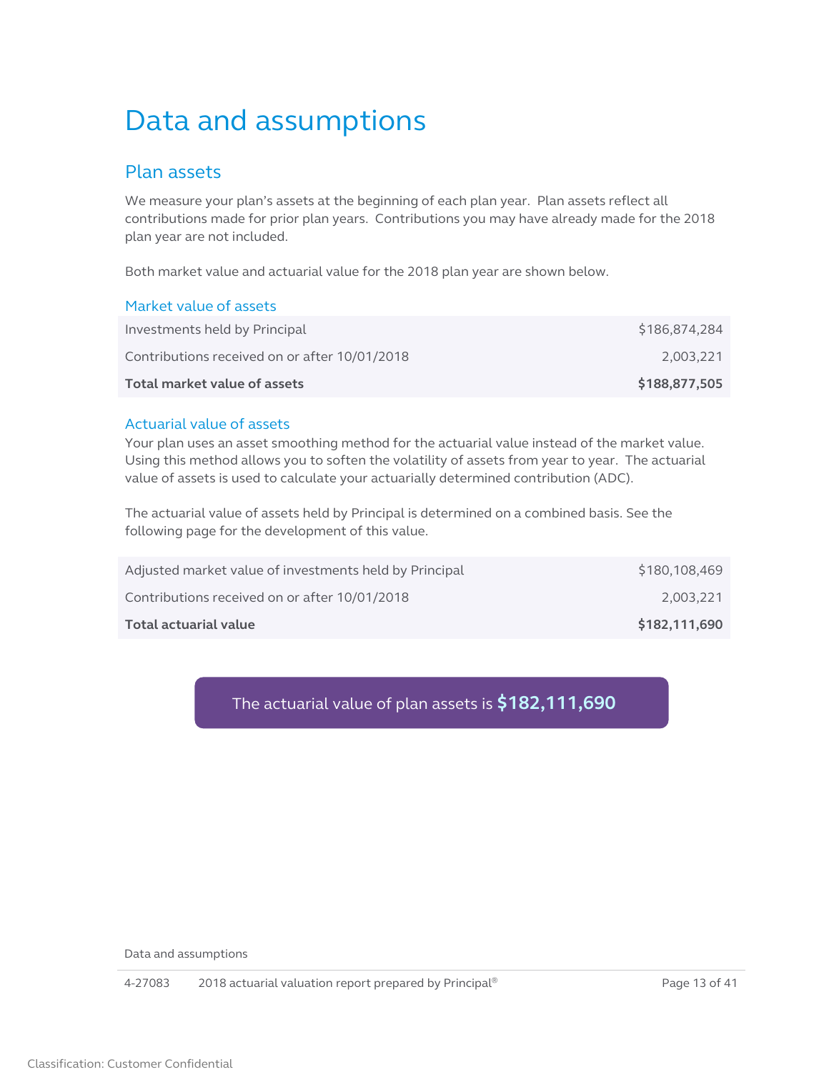# Data and assumptions

## Plan assets

We measure your plan's assets at the beginning of each plan year. Plan assets reflect all contributions made for prior plan years. Contributions you may have already made for the 2018 plan year are not included.

Both market value and actuarial value for the 2018 plan year are shown below.

### Market value of assets

| | |
|---|---:|
| Investments held by Principal | $186,874,284 |
| Contributions received on or after 10/01/2018 | 2,003,221 |
| **Total market value of assets** | **$188,877,505** |

### Actuarial value of assets

Your plan uses an asset smoothing method for the actuarial value instead of the market value. Using this method allows you to soften the volatility of assets from year to year. The actuarial value of assets is used to calculate your actuarially determined contribution (ADC).

The actuarial value of assets held by Principal is determined on a combined basis. See the following page for the development of this value.

| | |
|---|---:|
| Adjusted market value of investments held by Principal | $180,108,469 |
| Contributions received on or after 10/01/2018 | 2,003,221 |
| **Total actuarial value** | **$182,111,690** |

The actuarial value of plan assets is **$182,111,690**

Classification: Customer Confidential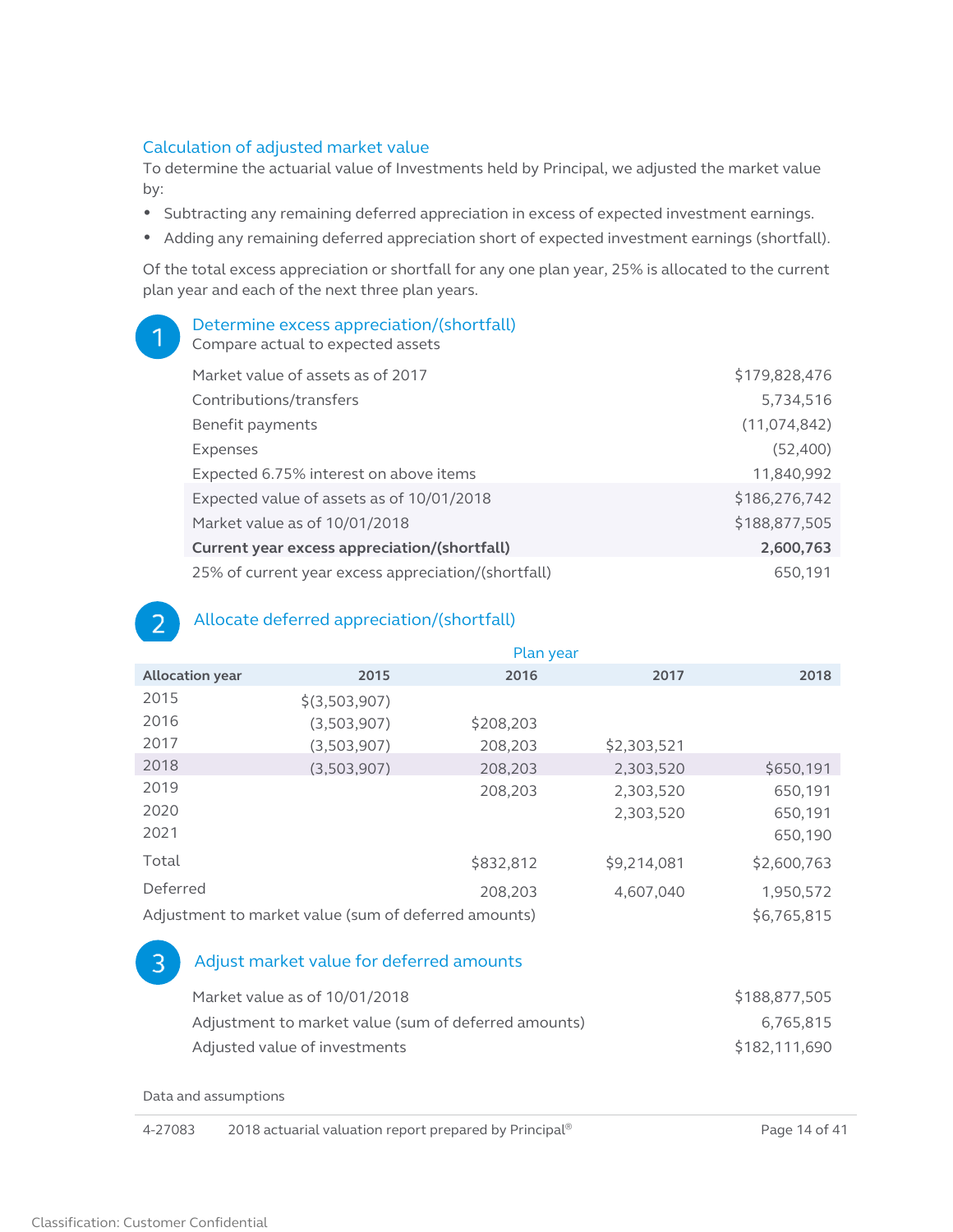## Calculation of adjusted market value

To determine the actuarial value of Investments held by Principal, we adjusted the market value by:

- Subtracting any remaining deferred appreciation in excess of expected investment earnings.
- Adding any remaining deferred appreciation short of expected investment earnings (shortfall).

Of the total excess appreciation or shortfall for any one plan year, 25% is allocated to the current plan year and each of the next three plan years.

### 1 Determine excess appreciation/(shortfall)

Compare actual to expected assets

| | |
|---|---:|
| Market value of assets as of 2017 | $179,828,476 |
| Contributions/transfers | 5,734,516 |
| Benefit payments | (11,074,842) |
| Expenses | (52,400) |
| Expected 6.75% interest on above items | 11,840,992 |
| Expected value of assets as of 10/01/2018 | $186,276,742 |
| Market value as of 10/01/2018 | $188,877,505 |
| **Current year excess appreciation/(shortfall)** | **2,600,763** |
| 25% of current year excess appreciation/(shortfall) | 650,191 |

### 2 Allocate deferred appreciation/(shortfall)

| | Plan year | | | |
|---|---:|---:|---:|---:|
| **Allocation year** | **2015** | **2016** | **2017** | **2018** |
| 2015 | $(3,503,907) | | | |
| 2016 | (3,503,907) | $208,203 | | |
| 2017 | (3,503,907) | 208,203 | $2,303,521 | |
| 2018 | (3,503,907) | 208,203 | 2,303,520 | $650,191 |
| 2019 | | 208,203 | 2,303,520 | 650,191 |
| 2020 | | | 2,303,520 | 650,191 |
| 2021 | | | | 650,190 |
| Total | | $832,812 | $9,214,081 | $2,600,763 |
| Deferred | | 208,203 | 4,607,040 | 1,950,572 |
| Adjustment to market value (sum of deferred amounts) | | | | $6,765,815 |

### 3 Adjust market value for deferred amounts

| | |
|---|---:|
| Market value as of 10/01/2018 | $188,877,505 |
| Adjustment to market value (sum of deferred amounts) | 6,765,815 |
| Adjusted value of investments | $182,111,690 |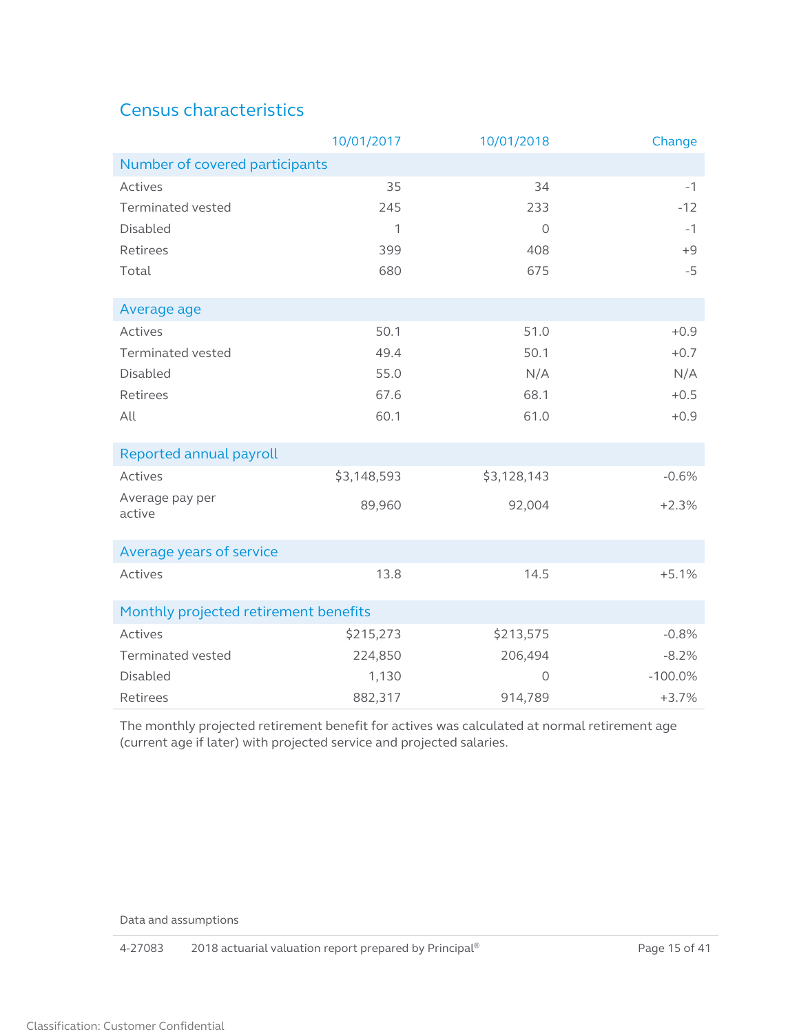## Census characteristics

| | 10/01/2017 | 10/01/2018 | Change |
|---|---|---|---|
| **Number of covered participants** | | | |
| Actives | 35 | 34 | -1 |
| Terminated vested | 245 | 233 | -12 |
| Disabled | 1 | 0 | -1 |
| Retirees | 399 | 408 | +9 |
| Total | 680 | 675 | -5 |
| **Average age** | | | |
| Actives | 50.1 | 51.0 | +0.9 |
| Terminated vested | 49.4 | 50.1 | +0.7 |
| Disabled | 55.0 | N/A | N/A |
| Retirees | 67.6 | 68.1 | +0.5 |
| All | 60.1 | 61.0 | +0.9 |
| **Reported annual payroll** | | | |
| Actives | $3,148,593 | $3,128,143 | -0.6% |
| Average pay per active | 89,960 | 92,004 | +2.3% |
| **Average years of service** | | | |
| Actives | 13.8 | 14.5 | +5.1% |
| **Monthly projected retirement benefits** | | | |
| Actives | $215,273 | $213,575 | -0.8% |
| Terminated vested | 224,850 | 206,494 | -8.2% |
| Disabled | 1,130 | 0 | -100.0% |
| Retirees | 882,317 | 914,789 | +3.7% |

The monthly projected retirement benefit for actives was calculated at normal retirement age (current age if later) with projected service and projected salaries.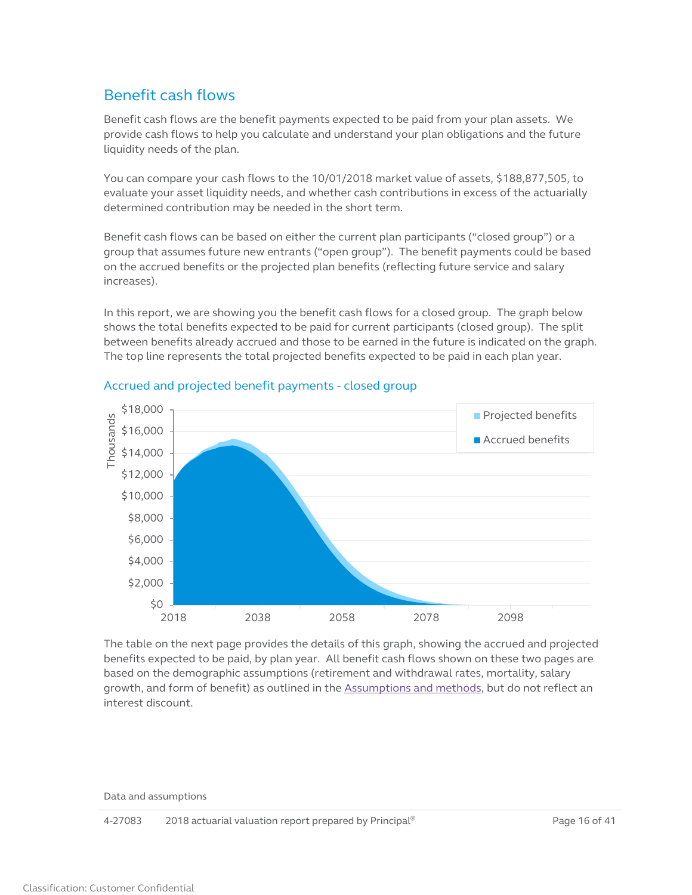## Benefit cash flows

Benefit cash flows are the benefit payments expected to be paid from your plan assets. We provide cash flows to help you calculate and understand your plan obligations and the future liquidity needs of the plan.

You can compare your cash flows to the 10/01/2018 market value of assets, $188,877,505, to evaluate your asset liquidity needs, and whether cash contributions in excess of the actuarially determined contribution may be needed in the short term.

Benefit cash flows can be based on either the current plan participants ("closed group") or a group that assumes future new entrants ("open group"). The benefit payments could be based on the accrued benefits or the projected plan benefits (reflecting future service and salary increases).

In this report, we are showing you the benefit cash flows for a closed group. The graph below shows the total benefits expected to be paid for current participants (closed group). The split between benefits already accrued and those to be earned in the future is indicated on the graph. The top line represents the total projected benefits expected to be paid in each plan year.

### Accrued and projected benefit payments - closed group

The table on the next page provides the details of this graph, showing the accrued and projected benefits expected to be paid, by plan year. All benefit cash flows shown on these two pages are based on the demographic assumptions (retirement and withdrawal rates, mortality, salary growth, and form of benefit) as outlined in the Assumptions and methods, but do not reflect an interest discount.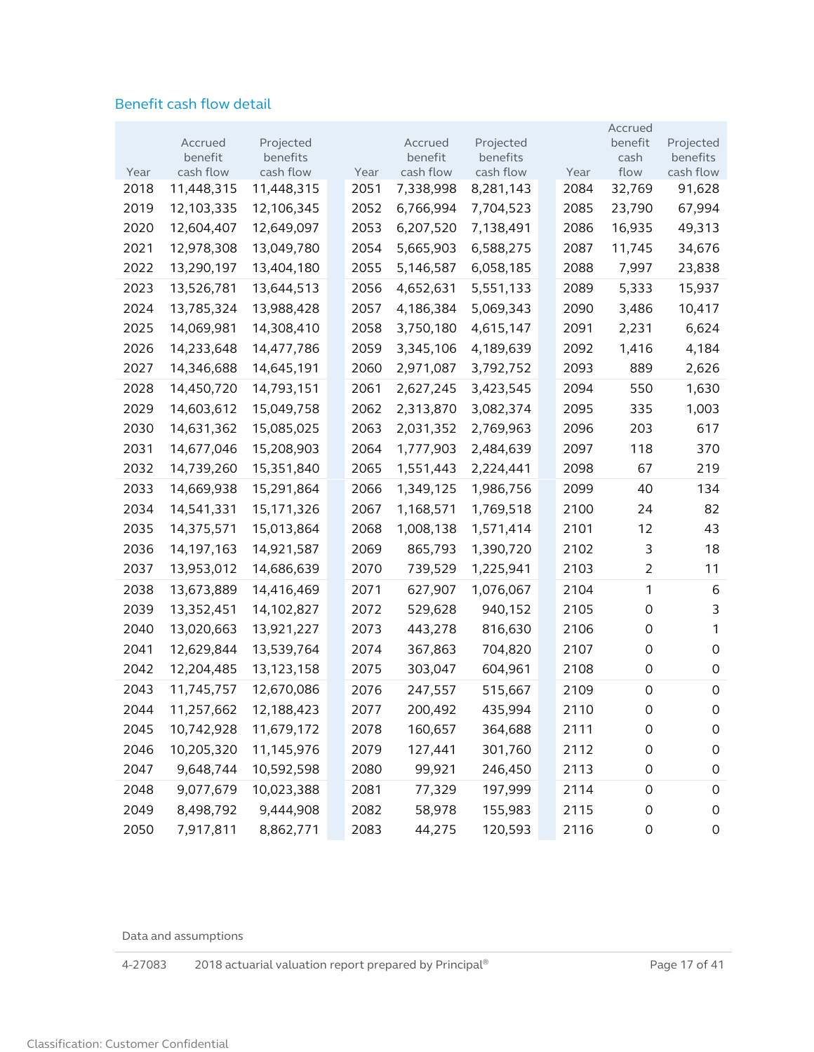## Benefit cash flow detail

| Year | Accrued benefit cash flow | Projected benefits cash flow | Year | Accrued benefit cash flow | Projected benefits cash flow | Year | Accrued benefit cash flow | Projected benefits cash flow |
|---|---|---|---|---|---|---|---|---|
| 2018 | 11,448,315 | 11,448,315 | 2051 | 7,338,998 | 8,281,143 | 2084 | 32,769 | 91,628 |
| 2019 | 12,103,335 | 12,106,345 | 2052 | 6,766,994 | 7,704,523 | 2085 | 23,790 | 67,994 |
| 2020 | 12,604,407 | 12,649,097 | 2053 | 6,207,520 | 7,138,491 | 2086 | 16,935 | 49,313 |
| 2021 | 12,978,308 | 13,049,780 | 2054 | 5,665,903 | 6,588,275 | 2087 | 11,745 | 34,676 |
| 2022 | 13,290,197 | 13,404,180 | 2055 | 5,146,587 | 6,058,185 | 2088 | 7,997 | 23,838 |
| 2023 | 13,526,781 | 13,644,513 | 2056 | 4,652,631 | 5,551,133 | 2089 | 5,333 | 15,937 |
| 2024 | 13,785,324 | 13,988,428 | 2057 | 4,186,384 | 5,069,343 | 2090 | 3,486 | 10,417 |
| 2025 | 14,069,981 | 14,308,410 | 2058 | 3,750,180 | 4,615,147 | 2091 | 2,231 | 6,624 |
| 2026 | 14,233,648 | 14,477,786 | 2059 | 3,345,106 | 4,189,639 | 2092 | 1,416 | 4,184 |
| 2027 | 14,346,688 | 14,645,191 | 2060 | 2,971,087 | 3,792,752 | 2093 | 889 | 2,626 |
| 2028 | 14,450,720 | 14,793,151 | 2061 | 2,627,245 | 3,423,545 | 2094 | 550 | 1,630 |
| 2029 | 14,603,612 | 15,049,758 | 2062 | 2,313,870 | 3,082,374 | 2095 | 335 | 1,003 |
| 2030 | 14,631,362 | 15,085,025 | 2063 | 2,031,352 | 2,769,963 | 2096 | 203 | 617 |
| 2031 | 14,677,046 | 15,208,903 | 2064 | 1,777,903 | 2,484,639 | 2097 | 118 | 370 |
| 2032 | 14,739,260 | 15,351,840 | 2065 | 1,551,443 | 2,224,441 | 2098 | 67 | 219 |
| 2033 | 14,669,938 | 15,291,864 | 2066 | 1,349,125 | 1,986,756 | 2099 | 40 | 134 |
| 2034 | 14,541,331 | 15,171,326 | 2067 | 1,168,571 | 1,769,518 | 2100 | 24 | 82 |
| 2035 | 14,375,571 | 15,013,864 | 2068 | 1,008,138 | 1,571,414 | 2101 | 12 | 43 |
| 2036 | 14,197,163 | 14,921,587 | 2069 | 865,793 | 1,390,720 | 2102 | 3 | 18 |
| 2037 | 13,953,012 | 14,686,639 | 2070 | 739,529 | 1,225,941 | 2103 | 2 | 11 |
| 2038 | 13,673,889 | 14,416,469 | 2071 | 627,907 | 1,076,067 | 2104 | 1 | 6 |
| 2039 | 13,352,451 | 14,102,827 | 2072 | 529,628 | 940,152 | 2105 | 0 | 3 |
| 2040 | 13,020,663 | 13,921,227 | 2073 | 443,278 | 816,630 | 2106 | 0 | 1 |
| 2041 | 12,629,844 | 13,539,764 | 2074 | 367,863 | 704,820 | 2107 | 0 | 0 |
| 2042 | 12,204,485 | 13,123,158 | 2075 | 303,047 | 604,961 | 2108 | 0 | 0 |
| 2043 | 11,745,757 | 12,670,086 | 2076 | 247,557 | 515,667 | 2109 | 0 | 0 |
| 2044 | 11,257,662 | 12,188,423 | 2077 | 200,492 | 435,994 | 2110 | 0 | 0 |
| 2045 | 10,742,928 | 11,679,172 | 2078 | 160,657 | 364,688 | 2111 | 0 | 0 |
| 2046 | 10,205,320 | 11,145,976 | 2079 | 127,441 | 301,760 | 2112 | 0 | 0 |
| 2047 | 9,648,744 | 10,592,598 | 2080 | 99,921 | 246,450 | 2113 | 0 | 0 |
| 2048 | 9,077,679 | 10,023,388 | 2081 | 77,329 | 197,999 | 2114 | 0 | 0 |
| 2049 | 8,498,792 | 9,444,908 | 2082 | 58,978 | 155,983 | 2115 | 0 | 0 |
| 2050 | 7,917,811 | 8,862,771 | 2083 | 44,275 | 120,593 | 2116 | 0 | 0 |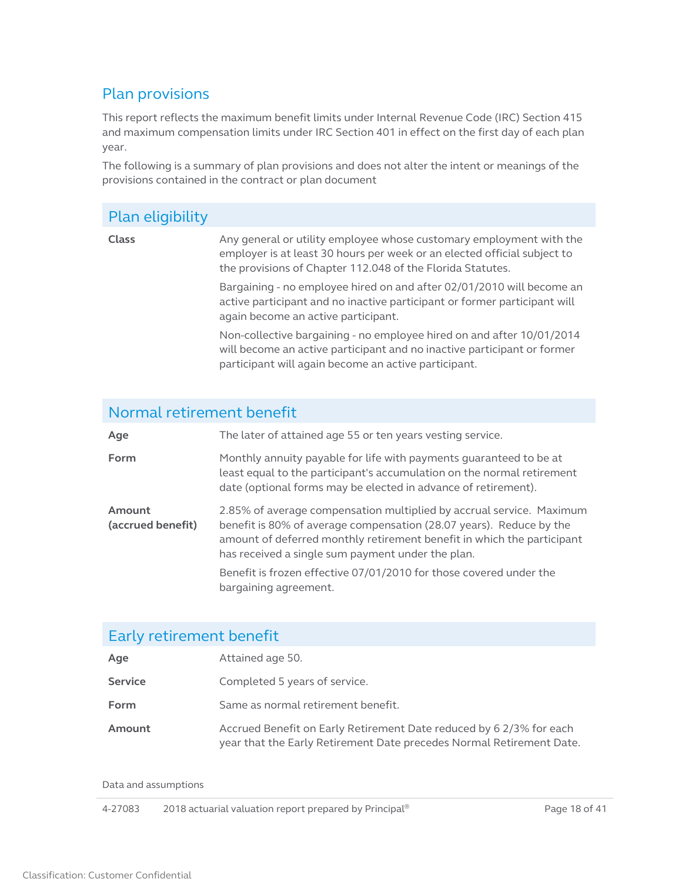## Plan provisions

This report reflects the maximum benefit limits under Internal Revenue Code (IRC) Section 415 and maximum compensation limits under IRC Section 401 in effect on the first day of each plan year.

The following is a summary of plan provisions and does not alter the intent or meanings of the provisions contained in the contract or plan document

### Plan eligibility

| | |
|---|---|
| **Class** | Any general or utility employee whose customary employment with the employer is at least 30 hours per week or an elected official subject to the provisions of Chapter 112.048 of the Florida Statutes.<br><br>Bargaining - no employee hired on and after 02/01/2010 will become an active participant and no inactive participant or former participant will again become an active participant.<br><br>Non-collective bargaining - no employee hired on and after 10/01/2014 will become an active participant and no inactive participant or former participant will again become an active participant. |

### Normal retirement benefit

| | |
|---|---|
| **Age** | The later of attained age 55 or ten years vesting service. |
| **Form** | Monthly annuity payable for life with payments guaranteed to be at least equal to the participant's accumulation on the normal retirement date (optional forms may be elected in advance of retirement). |
| **Amount (accrued benefit)** | 2.85% of average compensation multiplied by accrual service. Maximum benefit is 80% of average compensation (28.07 years). Reduce by the amount of deferred monthly retirement benefit in which the participant has received a single sum payment under the plan.<br><br>Benefit is frozen effective 07/01/2010 for those covered under the bargaining agreement. |

### Early retirement benefit

| | |
|---|---|
| **Age** | Attained age 50. |
| **Service** | Completed 5 years of service. |
| **Form** | Same as normal retirement benefit. |
| **Amount** | Accrued Benefit on Early Retirement Date reduced by 6 2/3% for each year that the Early Retirement Date precedes Normal Retirement Date. |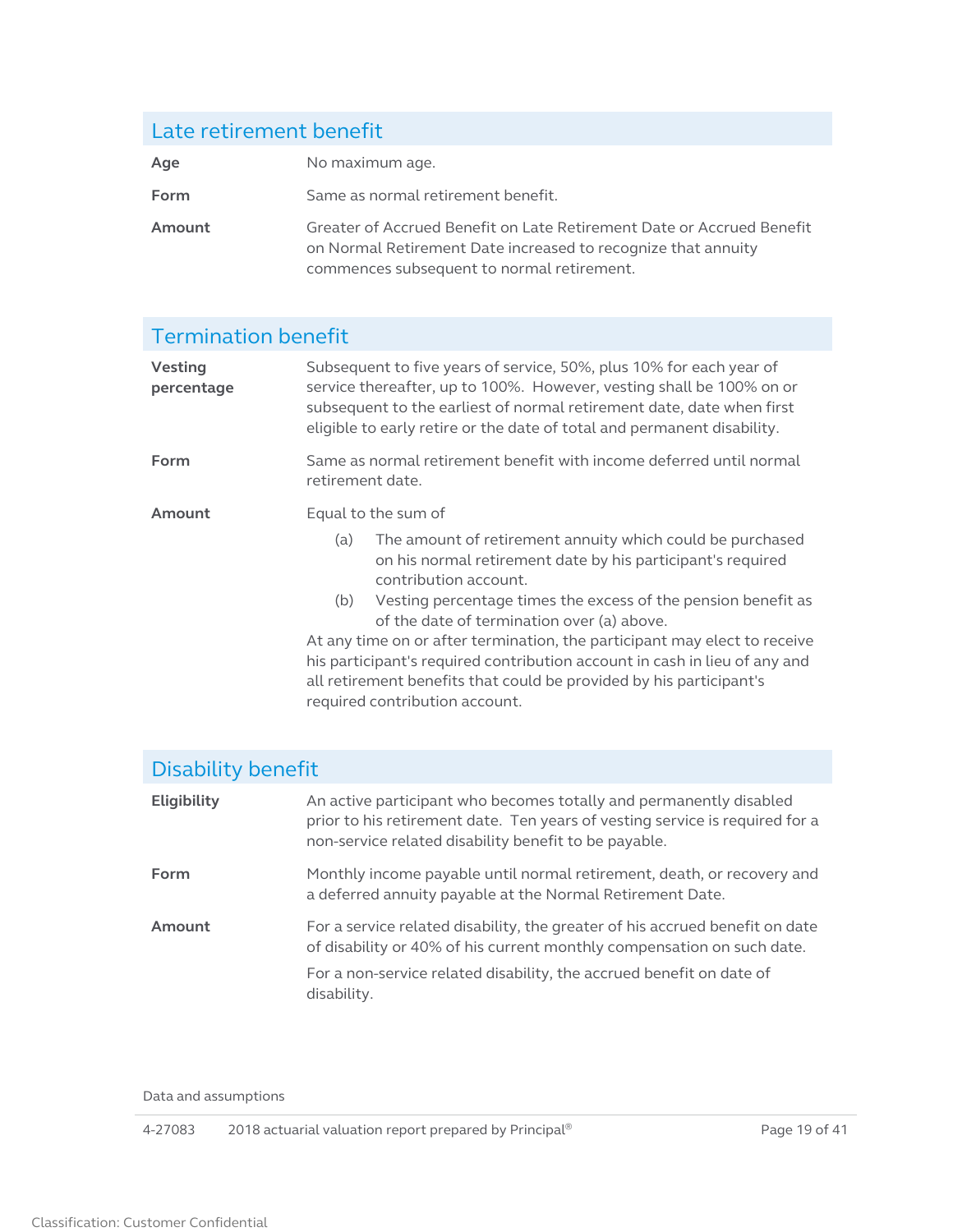## Late retirement benefit

| | |
|---|---|
| **Age** | No maximum age. |
| **Form** | Same as normal retirement benefit. |
| **Amount** | Greater of Accrued Benefit on Late Retirement Date or Accrued Benefit on Normal Retirement Date increased to recognize that annuity commences subsequent to normal retirement. |

## Termination benefit

**Vesting percentage**

Subsequent to five years of service, 50%, plus 10% for each year of service thereafter, up to 100%. However, vesting shall be 100% on or subsequent to the earliest of normal retirement date, date when first eligible to early retire or the date of total and permanent disability.

**Form**

Same as normal retirement benefit with income deferred until normal retirement date.

**Amount**

Equal to the sum of

(a) The amount of retirement annuity which could be purchased on his normal retirement date by his participant's required contribution account.

(b) Vesting percentage times the excess of the pension benefit as of the date of termination over (a) above.

At any time on or after termination, the participant may elect to receive his participant's required contribution account in cash in lieu of any and all retirement benefits that could be provided by his participant's required contribution account.

## Disability benefit

**Eligibility**

An active participant who becomes totally and permanently disabled prior to his retirement date. Ten years of vesting service is required for a non-service related disability benefit to be payable.

**Form**

Monthly income payable until normal retirement, death, or recovery and a deferred annuity payable at the Normal Retirement Date.

**Amount**

For a service related disability, the greater of his accrued benefit on date of disability or 40% of his current monthly compensation on such date.

For a non-service related disability, the accrued benefit on date of disability.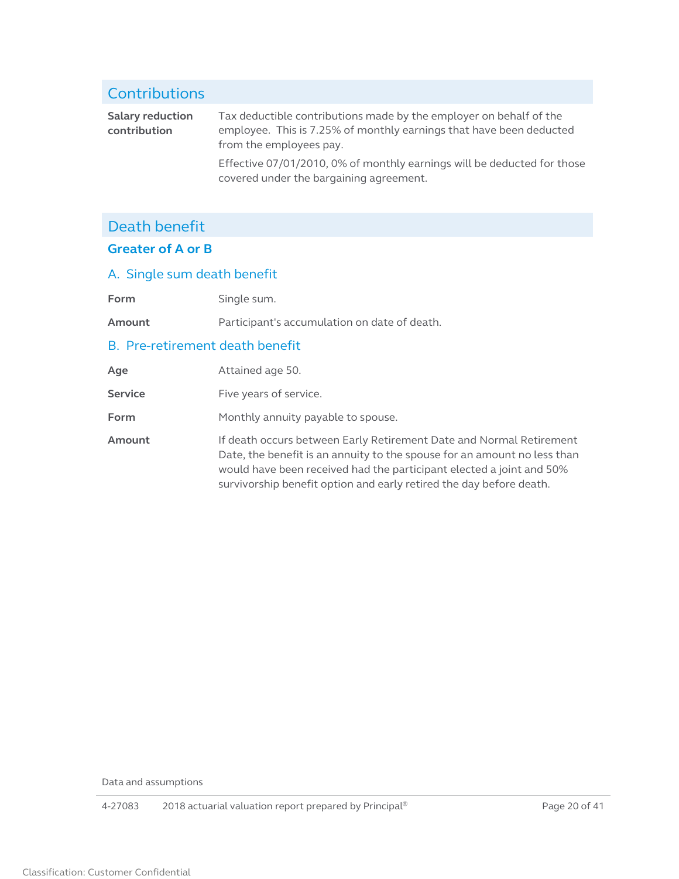## Contributions

**Salary reduction contribution**

Tax deductible contributions made by the employer on behalf of the employee. This is 7.25% of monthly earnings that have been deducted from the employees pay.

Effective 07/01/2010, 0% of monthly earnings will be deducted for those covered under the bargaining agreement.

## Death benefit

### Greater of A or B

### A. Single sum death benefit

**Form** Single sum.

**Amount** Participant's accumulation on date of death.

### B. Pre-retirement death benefit

**Age** Attained age 50.

**Service** Five years of service.

**Form** Monthly annuity payable to spouse.

**Amount** If death occurs between Early Retirement Date and Normal Retirement Date, the benefit is an annuity to the spouse for an amount no less than would have been received had the participant elected a joint and 50% survivorship benefit option and early retired the day before death.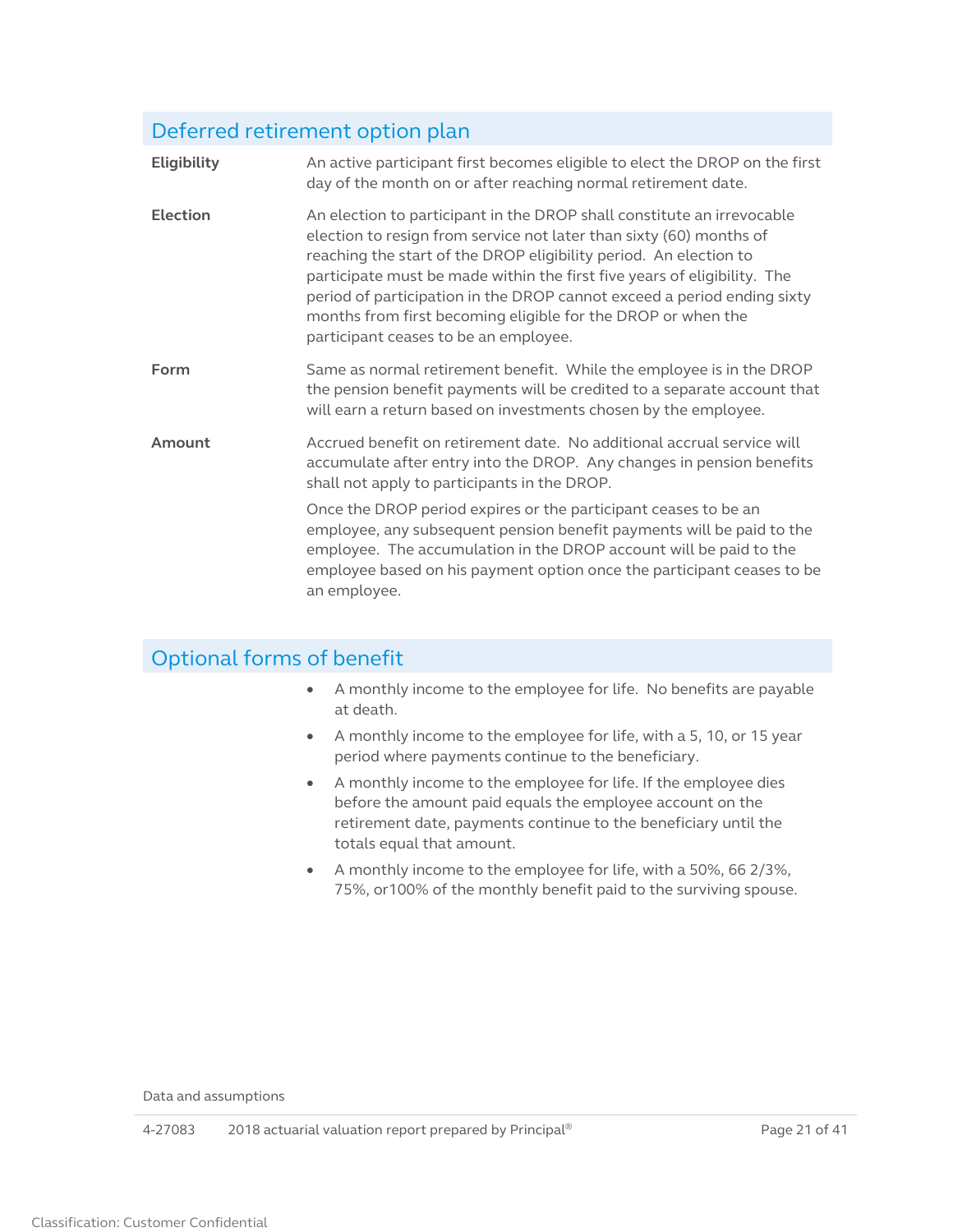## Deferred retirement option plan

**Eligibility**

An active participant first becomes eligible to elect the DROP on the first day of the month on or after reaching normal retirement date.

**Election**

An election to participant in the DROP shall constitute an irrevocable election to resign from service not later than sixty (60) months of reaching the start of the DROP eligibility period. An election to participate must be made within the first five years of eligibility. The period of participation in the DROP cannot exceed a period ending sixty months from first becoming eligible for the DROP or when the participant ceases to be an employee.

**Form**

Same as normal retirement benefit. While the employee is in the DROP the pension benefit payments will be credited to a separate account that will earn a return based on investments chosen by the employee.

**Amount**

Accrued benefit on retirement date. No additional accrual service will accumulate after entry into the DROP. Any changes in pension benefits shall not apply to participants in the DROP.

Once the DROP period expires or the participant ceases to be an employee, any subsequent pension benefit payments will be paid to the employee. The accumulation in the DROP account will be paid to the employee based on his payment option once the participant ceases to be an employee.

## Optional forms of benefit

- A monthly income to the employee for life. No benefits are payable at death.
- A monthly income to the employee for life, with a 5, 10, or 15 year period where payments continue to the beneficiary.
- A monthly income to the employee for life. If the employee dies before the amount paid equals the employee account on the retirement date, payments continue to the beneficiary until the totals equal that amount.
- A monthly income to the employee for life, with a 50%, 66 2/3%, 75%, or100% of the monthly benefit paid to the surviving spouse.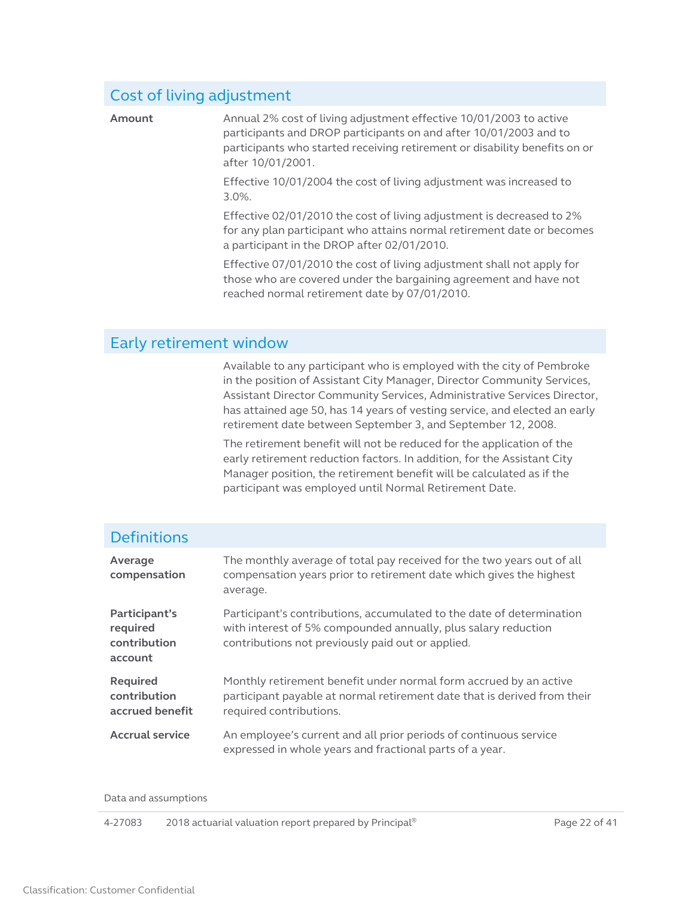## Cost of living adjustment

**Amount**

Annual 2% cost of living adjustment effective 10/01/2003 to active participants and DROP participants on and after 10/01/2003 and to participants who started receiving retirement or disability benefits on or after 10/01/2001.

Effective 10/01/2004 the cost of living adjustment was increased to 3.0%.

Effective 02/01/2010 the cost of living adjustment is decreased to 2% for any plan participant who attains normal retirement date or becomes a participant in the DROP after 02/01/2010.

Effective 07/01/2010 the cost of living adjustment shall not apply for those who are covered under the bargaining agreement and have not reached normal retirement date by 07/01/2010.

## Early retirement window

Available to any participant who is employed with the city of Pembroke in the position of Assistant City Manager, Director Community Services, Assistant Director Community Services, Administrative Services Director, has attained age 50, has 14 years of vesting service, and elected an early retirement date between September 3, and September 12, 2008.

The retirement benefit will not be reduced for the application of the early retirement reduction factors. In addition, for the Assistant City Manager position, the retirement benefit will be calculated as if the participant was employed until Normal Retirement Date.

## Definitions

**Average compensation**

The monthly average of total pay received for the two years out of all compensation years prior to retirement date which gives the highest average.

**Participant's required contribution account**

Participant's contributions, accumulated to the date of determination with interest of 5% compounded annually, plus salary reduction contributions not previously paid out or applied.

**Required contribution accrued benefit**

Monthly retirement benefit under normal form accrued by an active participant payable at normal retirement date that is derived from their required contributions.

**Accrual service**

An employee's current and all prior periods of continuous service expressed in whole years and fractional parts of a year.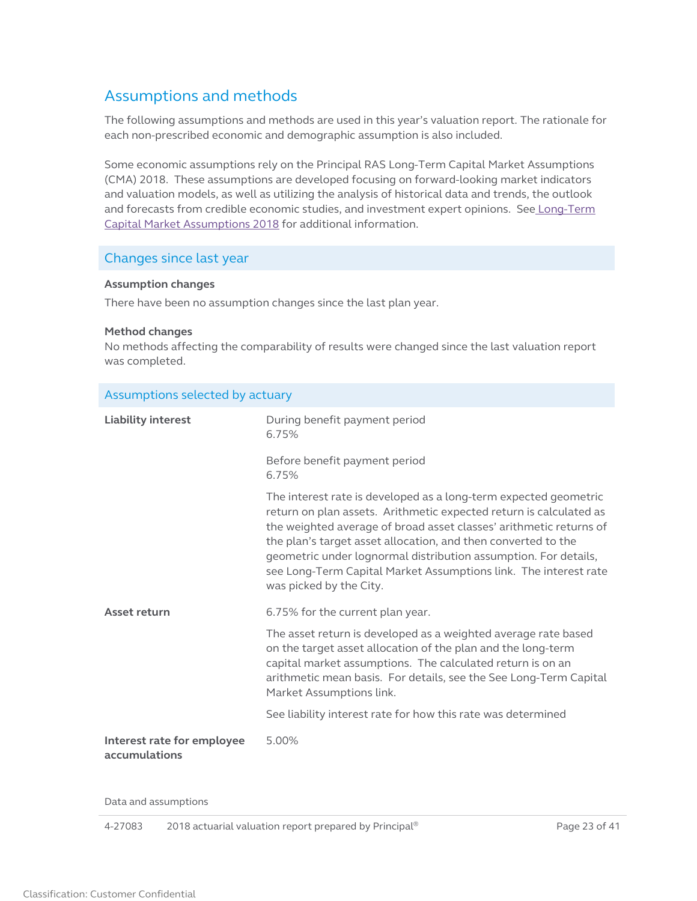## Assumptions and methods

The following assumptions and methods are used in this year's valuation report. The rationale for each non-prescribed economic and demographic assumption is also included.

Some economic assumptions rely on the Principal RAS Long-Term Capital Market Assumptions (CMA) 2018. These assumptions are developed focusing on forward-looking market indicators and valuation models, as well as utilizing the analysis of historical data and trends, the outlook and forecasts from credible economic studies, and investment expert opinions. See Long-Term Capital Market Assumptions 2018 for additional information.

### Changes since last year

**Assumption changes**

There have been no assumption changes since the last plan year.

**Method changes**

No methods affecting the comparability of results were changed since the last valuation report was completed.

### Assumptions selected by actuary

| | |
|---|---|
| **Liability interest** | During benefit payment period<br>6.75%<br><br>Before benefit payment period<br>6.75%<br><br>The interest rate is developed as a long-term expected geometric return on plan assets. Arithmetic expected return is calculated as the weighted average of broad asset classes' arithmetic returns of the plan's target asset allocation, and then converted to the geometric under lognormal distribution assumption. For details, see Long-Term Capital Market Assumptions link. The interest rate was picked by the City. |
| **Asset return** | 6.75% for the current plan year.<br><br>The asset return is developed as a weighted average rate based on the target asset allocation of the plan and the long-term capital market assumptions. The calculated return is on an arithmetic mean basis. For details, see the See Long-Term Capital Market Assumptions link.<br><br>See liability interest rate for how this rate was determined |
| **Interest rate for employee accumulations** | 5.00% |

Data and assumptions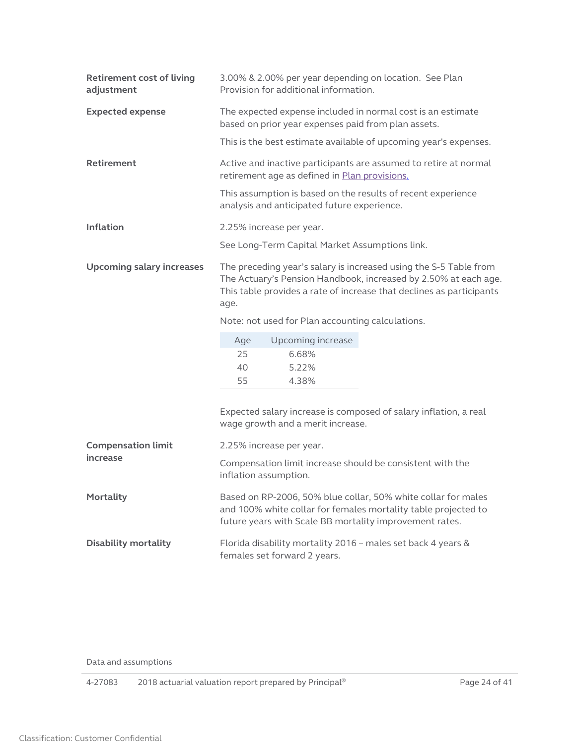**Retirement cost of living adjustment**

3.00% & 2.00% per year depending on location. See Plan Provision for additional information.

**Expected expense**

The expected expense included in normal cost is an estimate based on prior year expenses paid from plan assets.

This is the best estimate available of upcoming year's expenses.

**Retirement**

Active and inactive participants are assumed to retire at normal retirement age as defined in Plan provisions.

This assumption is based on the results of recent experience analysis and anticipated future experience.

**Inflation**

2.25% increase per year.

See Long-Term Capital Market Assumptions link.

**Upcoming salary increases**

The preceding year's salary is increased using the S-5 Table from The Actuary's Pension Handbook, increased by 2.50% at each age. This table provides a rate of increase that declines as participants age.

Note: not used for Plan accounting calculations.

| Age | Upcoming increase |
|---|---|
| 25 | 6.68% |
| 40 | 5.22% |
| 55 | 4.38% |

Expected salary increase is composed of salary inflation, a real wage growth and a merit increase.

**Compensation limit increase**

2.25% increase per year.

Compensation limit increase should be consistent with the inflation assumption.

**Mortality**

Based on RP-2006, 50% blue collar, 50% white collar for males and 100% white collar for females mortality table projected to future years with Scale BB mortality improvement rates.

**Disability mortality**

Florida disability mortality 2016 – males set back 4 years & females set forward 2 years.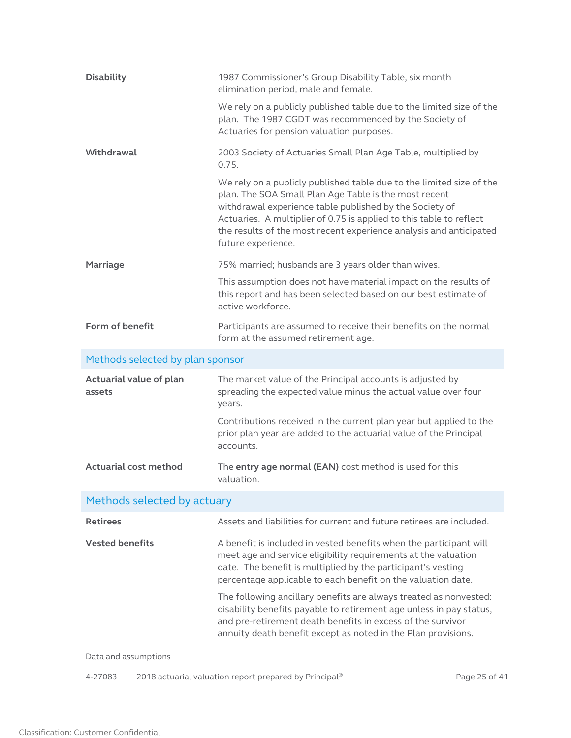**Disability**

1987 Commissioner's Group Disability Table, six month elimination period, male and female.

We rely on a publicly published table due to the limited size of the plan. The 1987 CGDT was recommended by the Society of Actuaries for pension valuation purposes.

**Withdrawal**

2003 Society of Actuaries Small Plan Age Table, multiplied by 0.75.

We rely on a publicly published table due to the limited size of the plan. The SOA Small Plan Age Table is the most recent withdrawal experience table published by the Society of Actuaries. A multiplier of 0.75 is applied to this table to reflect the results of the most recent experience analysis and anticipated future experience.

**Marriage**

75% married; husbands are 3 years older than wives.

This assumption does not have material impact on the results of this report and has been selected based on our best estimate of active workforce.

**Form of benefit**

Participants are assumed to receive their benefits on the normal form at the assumed retirement age.

## Methods selected by plan sponsor

**Actuarial value of plan assets**

The market value of the Principal accounts is adjusted by spreading the expected value minus the actual value over four years.

Contributions received in the current plan year but applied to the prior plan year are added to the actuarial value of the Principal accounts.

**Actuarial cost method**

The **entry age normal (EAN)** cost method is used for this valuation.

## Methods selected by actuary

**Retirees**

Assets and liabilities for current and future retirees are included.

**Vested benefits**

A benefit is included in vested benefits when the participant will meet age and service eligibility requirements at the valuation date. The benefit is multiplied by the participant's vesting percentage applicable to each benefit on the valuation date.

The following ancillary benefits are always treated as nonvested: disability benefits payable to retirement age unless in pay status, and pre-retirement death benefits in excess of the survivor annuity death benefit except as noted in the Plan provisions.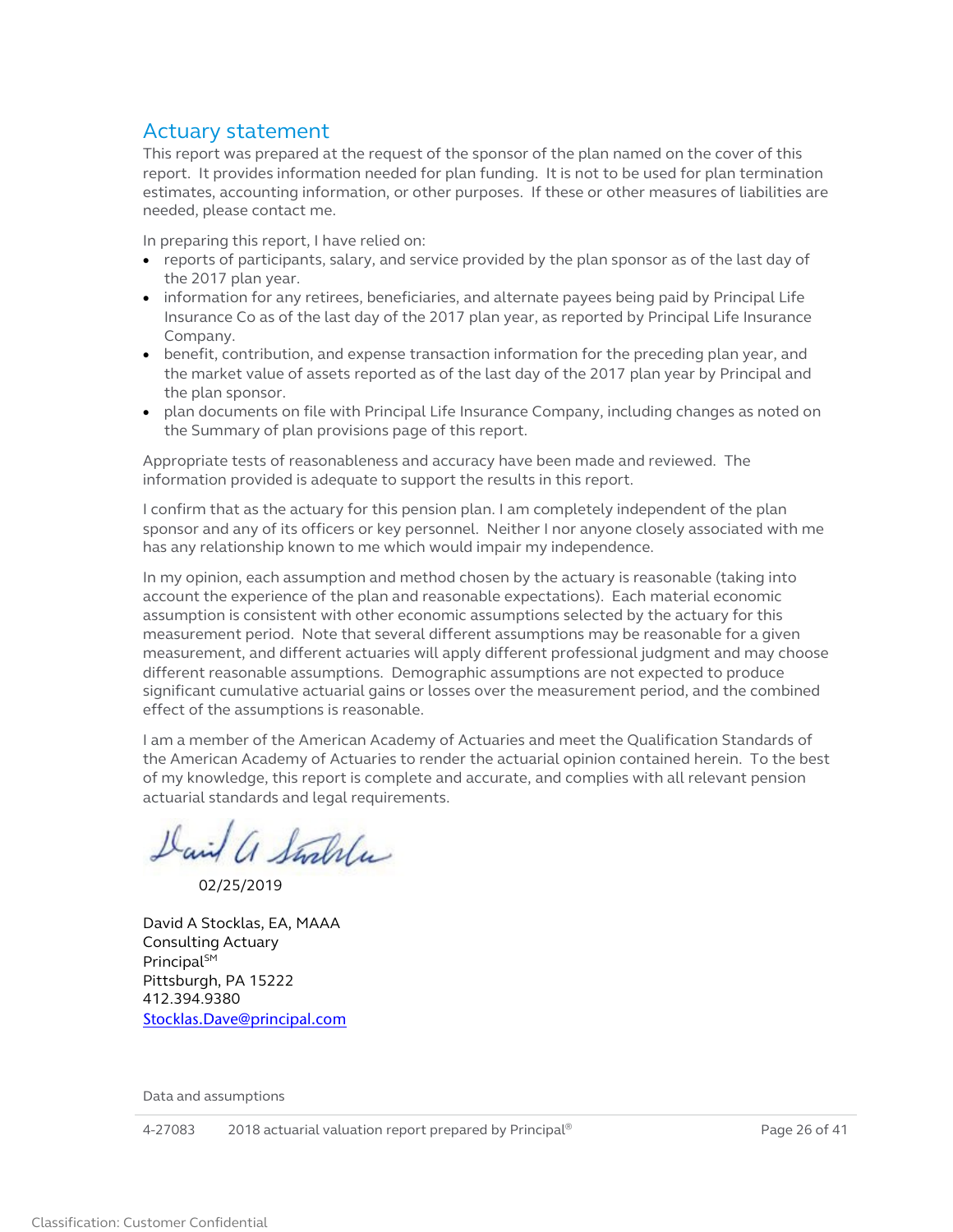## Actuary statement

This report was prepared at the request of the sponsor of the plan named on the cover of this report. It provides information needed for plan funding. It is not to be used for plan termination estimates, accounting information, or other purposes. If these or other measures of liabilities are needed, please contact me.

In preparing this report, I have relied on:

- reports of participants, salary, and service provided by the plan sponsor as of the last day of the 2017 plan year.
- information for any retirees, beneficiaries, and alternate payees being paid by Principal Life Insurance Co as of the last day of the 2017 plan year, as reported by Principal Life Insurance Company.
- benefit, contribution, and expense transaction information for the preceding plan year, and the market value of assets reported as of the last day of the 2017 plan year by Principal and the plan sponsor.
- plan documents on file with Principal Life Insurance Company, including changes as noted on the Summary of plan provisions page of this report.

Appropriate tests of reasonableness and accuracy have been made and reviewed. The information provided is adequate to support the results in this report.

I confirm that as the actuary for this pension plan. I am completely independent of the plan sponsor and any of its officers or key personnel. Neither I nor anyone closely associated with me has any relationship known to me which would impair my independence.

In my opinion, each assumption and method chosen by the actuary is reasonable (taking into account the experience of the plan and reasonable expectations). Each material economic assumption is consistent with other economic assumptions selected by the actuary for this measurement period. Note that several different assumptions may be reasonable for a given measurement, and different actuaries will apply different professional judgment and may choose different reasonable assumptions. Demographic assumptions are not expected to produce significant cumulative actuarial gains or losses over the measurement period, and the combined effect of the assumptions is reasonable.

I am a member of the American Academy of Actuaries and meet the Qualification Standards of the American Academy of Actuaries to render the actuarial opinion contained herein. To the best of my knowledge, this report is complete and accurate, and complies with all relevant pension actuarial standards and legal requirements.

David A Stocklas

02/25/2019

David A Stocklas, EA, MAAA
Consulting Actuary
Principal℠
Pittsburgh, PA 15222
412.394.9380
Stocklas.Dave@principal.com

Data and assumptions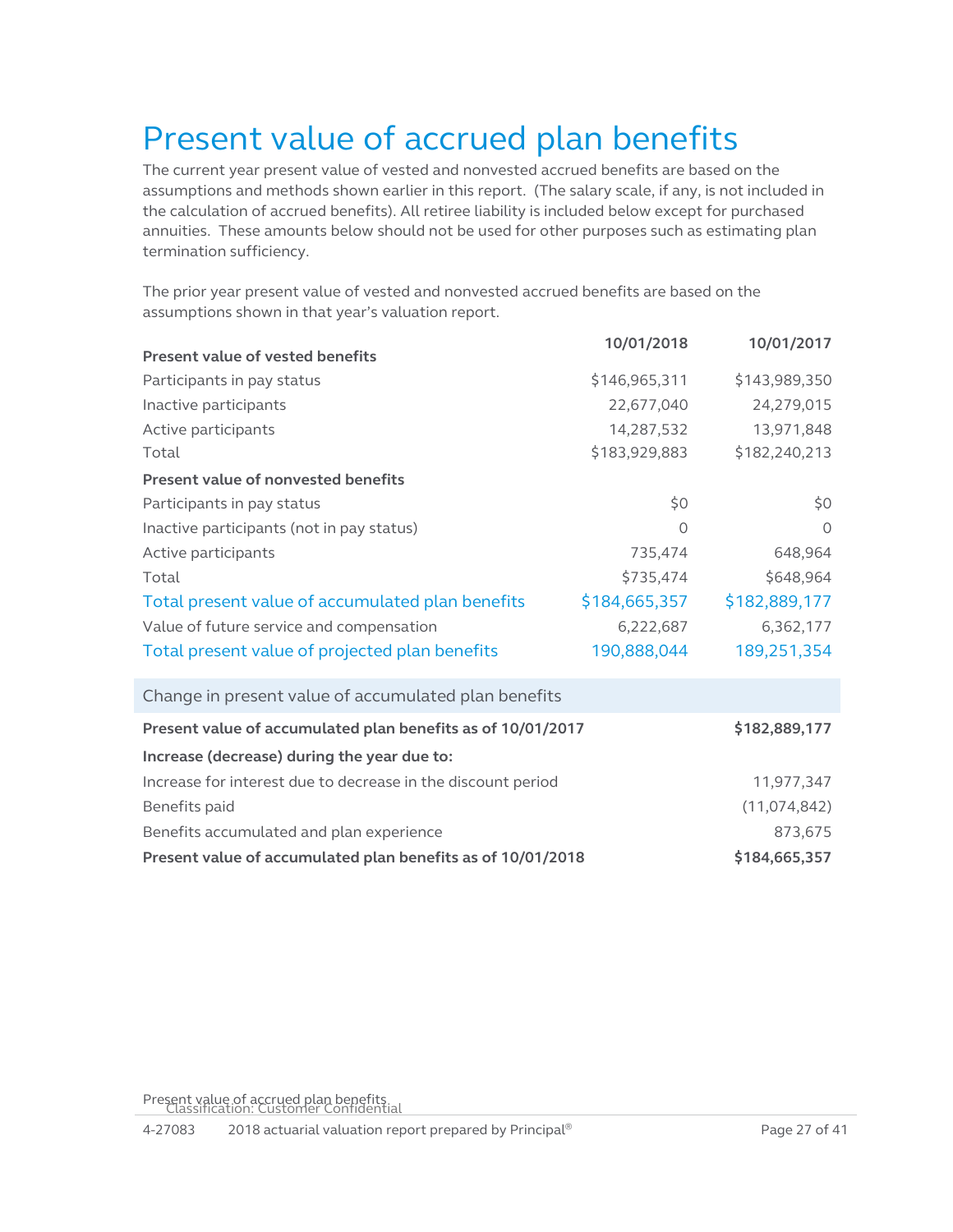# Present value of accrued plan benefits

The current year present value of vested and nonvested accrued benefits are based on the assumptions and methods shown earlier in this report. (The salary scale, if any, is not included in the calculation of accrued benefits). All retiree liability is included below except for purchased annuities. These amounts below should not be used for other purposes such as estimating plan termination sufficiency.

The prior year present value of vested and nonvested accrued benefits are based on the assumptions shown in that year's valuation report.

| | 10/01/2018 | 10/01/2017 |
|---|---|---|
| **Present value of vested benefits** | | |
| Participants in pay status | $146,965,311 | $143,989,350 |
| Inactive participants | 22,677,040 | 24,279,015 |
| Active participants | 14,287,532 | 13,971,848 |
| Total | $183,929,883 | $182,240,213 |
| **Present value of nonvested benefits** | | |
| Participants in pay status | $0 | $0 |
| Inactive participants (not in pay status) | 0 | 0 |
| Active participants | 735,474 | 648,964 |
| Total | $735,474 | $648,964 |
| Total present value of accumulated plan benefits | $184,665,357 | $182,889,177 |
| Value of future service and compensation | 6,222,687 | 6,362,177 |
| Total present value of projected plan benefits | 190,888,044 | 189,251,354 |

| Change in present value of accumulated plan benefits | |
|---|---|
| **Present value of accumulated plan benefits as of 10/01/2017** | **$182,889,177** |
| **Increase (decrease) during the year due to:** | |
| Increase for interest due to decrease in the discount period | 11,977,347 |
| Benefits paid | (11,074,842) |
| Benefits accumulated and plan experience | 873,675 |
| **Present value of accumulated plan benefits as of 10/01/2018** | **$184,665,357** |

Classification: Customer Confidential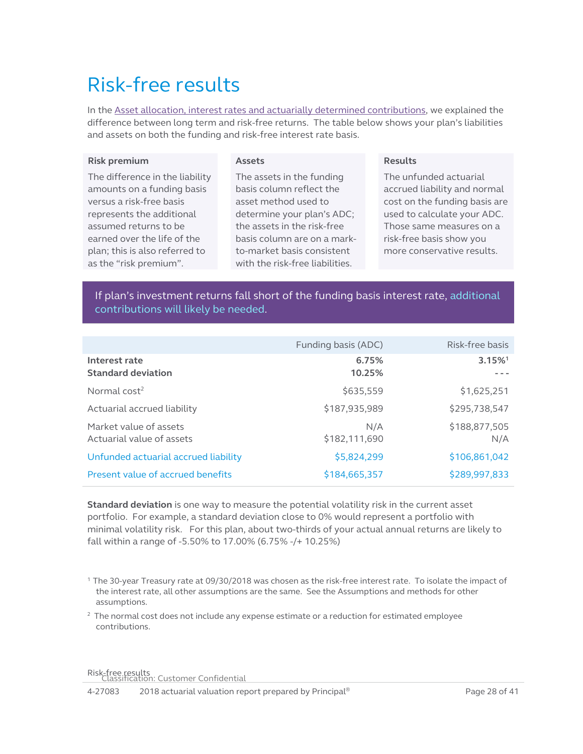# Risk-free results

In the Asset allocation, interest rates and actuarially determined contributions, we explained the difference between long term and risk-free returns. The table below shows your plan's liabilities and assets on both the funding and risk-free interest rate basis.

**Risk premium**

The difference in the liability amounts on a funding basis versus a risk-free basis represents the additional assumed returns to be earned over the life of the plan; this is also referred to as the "risk premium".

**Assets**

The assets in the funding basis column reflect the asset method used to determine your plan's ADC; the assets in the risk-free basis column are on a mark-to-market basis consistent with the risk-free liabilities.

**Results**

The unfunded actuarial accrued liability and normal cost on the funding basis are used to calculate your ADC. Those same measures on a risk-free basis show you more conservative results.

If plan's investment returns fall short of the funding basis interest rate, additional contributions will likely be needed.

| | Funding basis (ADC) | Risk-free basis |
|---|---|---|
| **Interest rate** | **6.75%** | **3.15%**[1] |
| **Standard deviation** | **10.25%** | - - - |
| Normal cost[2] | $635,559 | $1,625,251 |
| Actuarial accrued liability | $187,935,989 | $295,738,547 |
| Market value of assets | N/A | $188,877,505 |
| Actuarial value of assets | $182,111,690 | N/A |
| Unfunded actuarial accrued liability | $5,824,299 | $106,861,042 |
| Present value of accrued benefits | $184,665,357 | $289,997,833 |

**Standard deviation** is one way to measure the potential volatility risk in the current asset portfolio. For example, a standard deviation close to 0% would represent a portfolio with minimal volatility risk. For this plan, about two-thirds of your actual annual returns are likely to fall within a range of -5.50% to 17.00% (6.75% -/+ 10.25%)

[1] The 30-year Treasury rate at 09/30/2018 was chosen as the risk-free interest rate. To isolate the impact of the interest rate, all other assumptions are the same. See the Assumptions and methods for other assumptions.

[2] The normal cost does not include any expense estimate or a reduction for estimated employee contributions.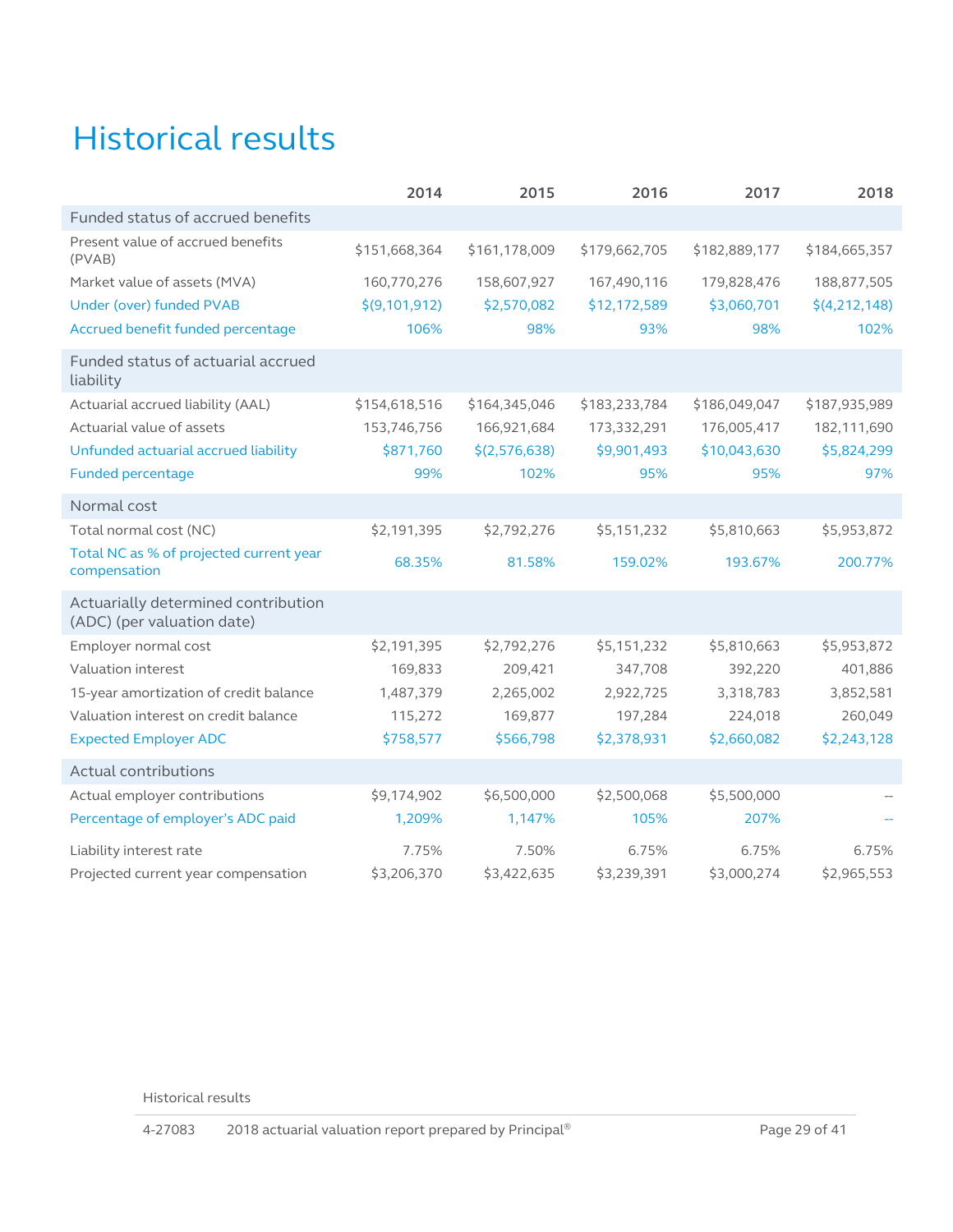# Historical results

| | 2014 | 2015 | 2016 | 2017 | 2018 |
|---|---|---|---|---|---|
| **Funded status of accrued benefits** | | | | | |
| Present value of accrued benefits (PVAB) | $151,668,364 | $161,178,009 | $179,662,705 | $182,889,177 | $184,665,357 |
| Market value of assets (MVA) | 160,770,276 | 158,607,927 | 167,490,116 | 179,828,476 | 188,877,505 |
| Under (over) funded PVAB | $(9,101,912) | $2,570,082 | $12,172,589 | $3,060,701 | $(4,212,148) |
| Accrued benefit funded percentage | 106% | 98% | 93% | 98% | 102% |
| **Funded status of actuarial accrued liability** | | | | | |
| Actuarial accrued liability (AAL) | $154,618,516 | $164,345,046 | $183,233,784 | $186,049,047 | $187,935,989 |
| Actuarial value of assets | 153,746,756 | 166,921,684 | 173,332,291 | 176,005,417 | 182,111,690 |
| Unfunded actuarial accrued liability | $871,760 | $(2,576,638) | $9,901,493 | $10,043,630 | $5,824,299 |
| Funded percentage | 99% | 102% | 95% | 95% | 97% |
| **Normal cost** | | | | | |
| Total normal cost (NC) | $2,191,395 | $2,792,276 | $5,151,232 | $5,810,663 | $5,953,872 |
| Total NC as % of projected current year compensation | 68.35% | 81.58% | 159.02% | 193.67% | 200.77% |
| **Actuarially determined contribution (ADC) (per valuation date)** | | | | | |
| Employer normal cost | $2,191,395 | $2,792,276 | $5,151,232 | $5,810,663 | $5,953,872 |
| Valuation interest | 169,833 | 209,421 | 347,708 | 392,220 | 401,886 |
| 15-year amortization of credit balance | 1,487,379 | 2,265,002 | 2,922,725 | 3,318,783 | 3,852,581 |
| Valuation interest on credit balance | 115,272 | 169,877 | 197,284 | 224,018 | 260,049 |
| Expected Employer ADC | $758,577 | $566,798 | $2,378,931 | $2,660,082 | $2,243,128 |
| **Actual contributions** | | | | | |
| Actual employer contributions | $9,174,902 | $6,500,000 | $2,500,068 | $5,500,000 | -- |
| Percentage of employer's ADC paid | 1,209% | 1,147% | 105% | 207% | -- |
| Liability interest rate | 7.75% | 7.50% | 6.75% | 6.75% | 6.75% |
| Projected current year compensation | $3,206,370 | $3,422,635 | $3,239,391 | $3,000,274 | $2,965,553 |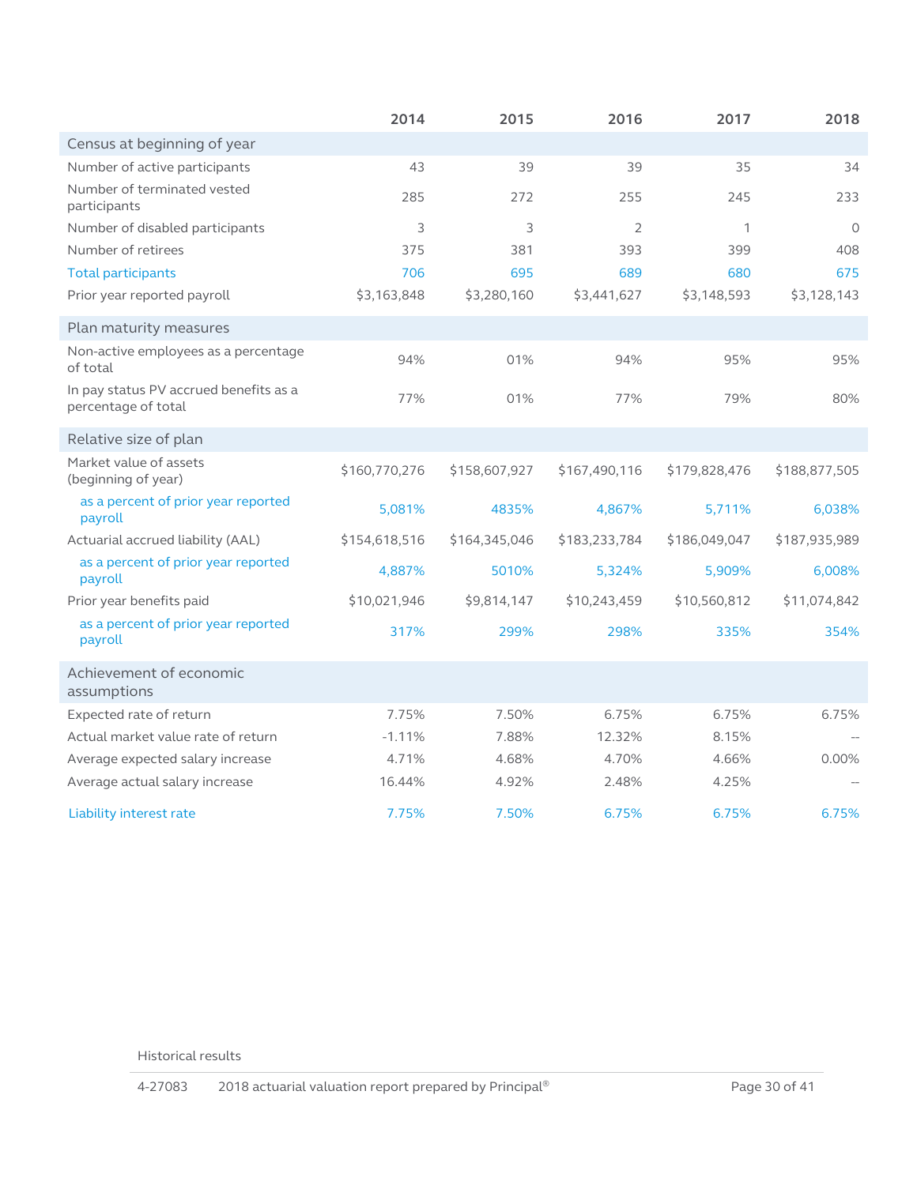| | 2014 | 2015 | 2016 | 2017 | 2018 |
|---|---|---|---|---|---|
| **Census at beginning of year** | | | | | |
| Number of active participants | 43 | 39 | 39 | 35 | 34 |
| Number of terminated vested participants | 285 | 272 | 255 | 245 | 233 |
| Number of disabled participants | 3 | 3 | 2 | 1 | 0 |
| Number of retirees | 375 | 381 | 393 | 399 | 408 |
| Total participants | 706 | 695 | 689 | 680 | 675 |
| Prior year reported payroll | $3,163,848 | $3,280,160 | $3,441,627 | $3,148,593 | $3,128,143 |
| **Plan maturity measures** | | | | | |
| Non-active employees as a percentage of total | 94% | 01% | 94% | 95% | 95% |
| In pay status PV accrued benefits as a percentage of total | 77% | 01% | 77% | 79% | 80% |
| **Relative size of plan** | | | | | |
| Market value of assets (beginning of year) | $160,770,276 | $158,607,927 | $167,490,116 | $179,828,476 | $188,877,505 |
| as a percent of prior year reported payroll | 5,081% | 4835% | 4,867% | 5,711% | 6,038% |
| Actuarial accrued liability (AAL) | $154,618,516 | $164,345,046 | $183,233,784 | $186,049,047 | $187,935,989 |
| as a percent of prior year reported payroll | 4,887% | 5010% | 5,324% | 5,909% | 6,008% |
| Prior year benefits paid | $10,021,946 | $9,814,147 | $10,243,459 | $10,560,812 | $11,074,842 |
| as a percent of prior year reported payroll | 317% | 299% | 298% | 335% | 354% |
| **Achievement of economic assumptions** | | | | | |
| Expected rate of return | 7.75% | 7.50% | 6.75% | 6.75% | 6.75% |
| Actual market value rate of return | -1.11% | 7.88% | 12.32% | 8.15% | -- |
| Average expected salary increase | 4.71% | 4.68% | 4.70% | 4.66% | 0.00% |
| Average actual salary increase | 16.44% | 4.92% | 2.48% | 4.25% | -- |
| Liability interest rate | 7.75% | 7.50% | 6.75% | 6.75% | 6.75% |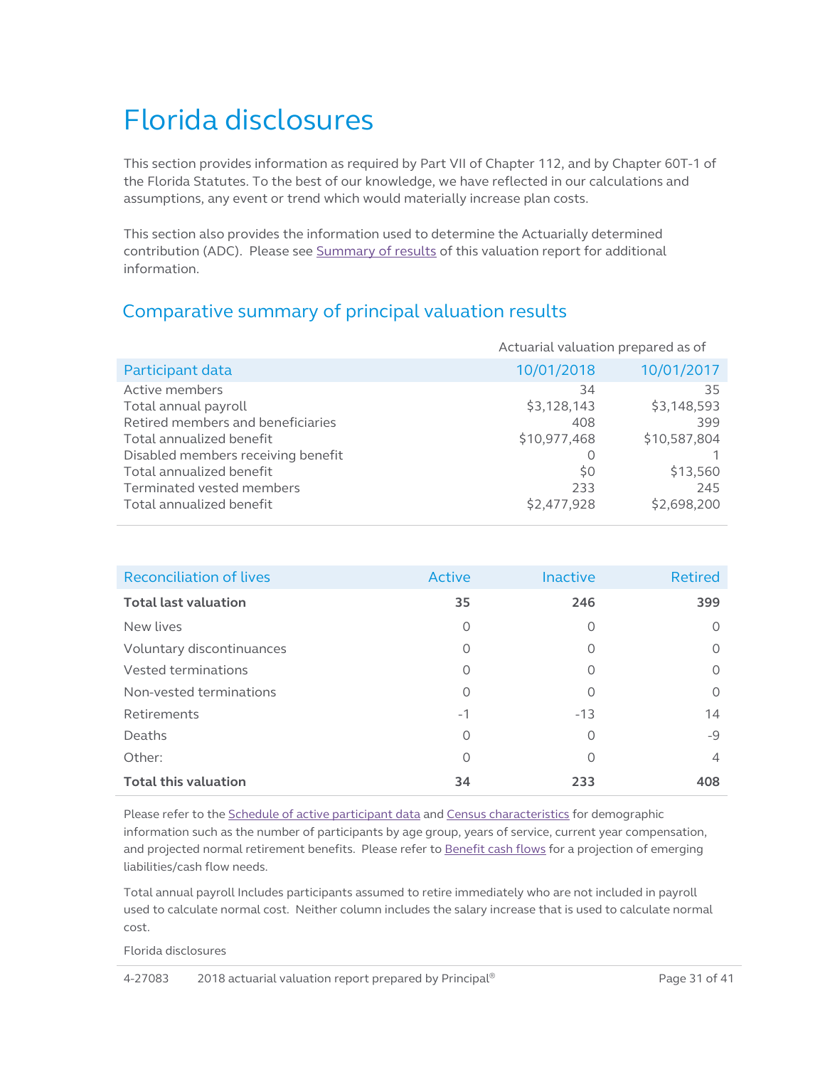# Florida disclosures

This section provides information as required by Part VII of Chapter 112, and by Chapter 60T-1 of the Florida Statutes. To the best of our knowledge, we have reflected in our calculations and assumptions, any event or trend which would materially increase plan costs.

This section also provides the information used to determine the Actuarially determined contribution (ADC). Please see Summary of results of this valuation report for additional information.

## Comparative summary of principal valuation results

| | Actuarial valuation prepared as of | |
|---|---|---|
| **Participant data** | **10/01/2018** | **10/01/2017** |
| Active members | 34 | 35 |
| Total annual payroll | $3,128,143 | $3,148,593 |
| Retired members and beneficiaries | 408 | 399 |
| Total annualized benefit | $10,977,468 | $10,587,804 |
| Disabled members receiving benefit | 0 | 1 |
| Total annualized benefit | $0 | $13,560 |
| Terminated vested members | 233 | 245 |
| Total annualized benefit | $2,477,928 | $2,698,200 |

| Reconciliation of lives | Active | Inactive | Retired |
|---|---|---|---|
| **Total last valuation** | **35** | **246** | **399** |
| New lives | 0 | 0 | 0 |
| Voluntary discontinuances | 0 | 0 | 0 |
| Vested terminations | 0 | 0 | 0 |
| Non-vested terminations | 0 | 0 | 0 |
| Retirements | -1 | -13 | 14 |
| Deaths | 0 | 0 | -9 |
| Other: | 0 | 0 | 4 |
| **Total this valuation** | **34** | **233** | **408** |

Please refer to the Schedule of active participant data and Census characteristics for demographic information such as the number of participants by age group, years of service, current year compensation, and projected normal retirement benefits. Please refer to Benefit cash flows for a projection of emerging liabilities/cash flow needs.

Total annual payroll Includes participants assumed to retire immediately who are not included in payroll used to calculate normal cost. Neither column includes the salary increase that is used to calculate normal cost.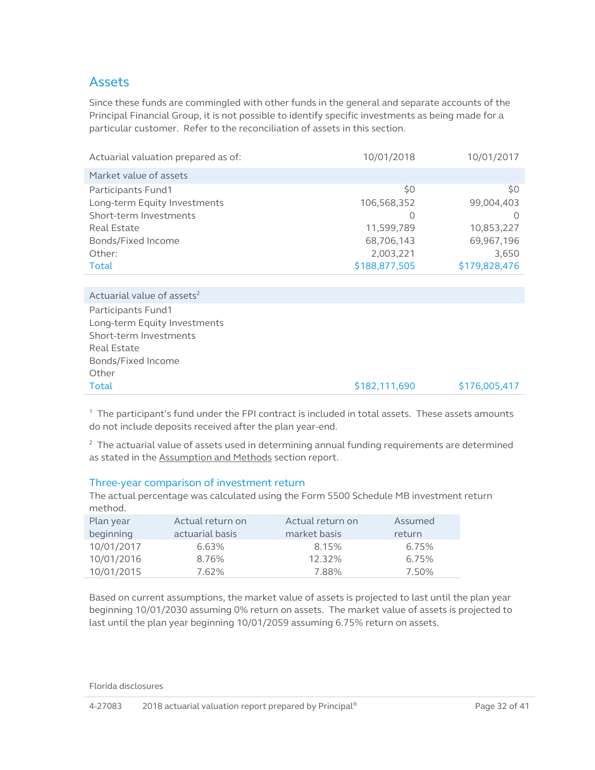## Assets

Since these funds are commingled with other funds in the general and separate accounts of the Principal Financial Group, it is not possible to identify specific investments as being made for a particular customer. Refer to the reconciliation of assets in this section.

| Actuarial valuation prepared as of: | 10/01/2018 | 10/01/2017 |
|---|---|---|
| **Market value of assets** | | |
| Participants Fund1 | $0 | $0 |
| Long-term Equity Investments | 106,568,352 | 99,004,403 |
| Short-term Investments | 0 | 0 |
| Real Estate | 11,599,789 | 10,853,227 |
| Bonds/Fixed Income | 68,706,143 | 69,967,196 |
| Other: | 2,003,221 | 3,650 |
| Total | $188,877,505 | $179,828,476 |
| **Actuarial value of assets**[2] | | |
| Participants Fund1 | | |
| Long-term Equity Investments | | |
| Short-term Investments | | |
| Real Estate | | |
| Bonds/Fixed Income | | |
| Other | | |
| Total | $182,111,690 | $176,005,417 |

[1] The participant's fund under the FPI contract is included in total assets. These assets amounts do not include deposits received after the plan year-end.

[2] The actuarial value of assets used in determining annual funding requirements are determined as stated in the Assumption and Methods section report.

### Three-year comparison of investment return

The actual percentage was calculated using the Form 5500 Schedule MB investment return method.

| Plan year beginning | Actual return on actuarial basis | Actual return on market basis | Assumed return |
|---|---|---|---|
| 10/01/2017 | 6.63% | 8.15% | 6.75% |
| 10/01/2016 | 8.76% | 12.32% | 6.75% |
| 10/01/2015 | 7.62% | 7.88% | 7.50% |

Based on current assumptions, the market value of assets is projected to last until the plan year beginning 10/01/2030 assuming 0% return on assets. The market value of assets is projected to last until the plan year beginning 10/01/2059 assuming 6.75% return on assets.

Florida disclosures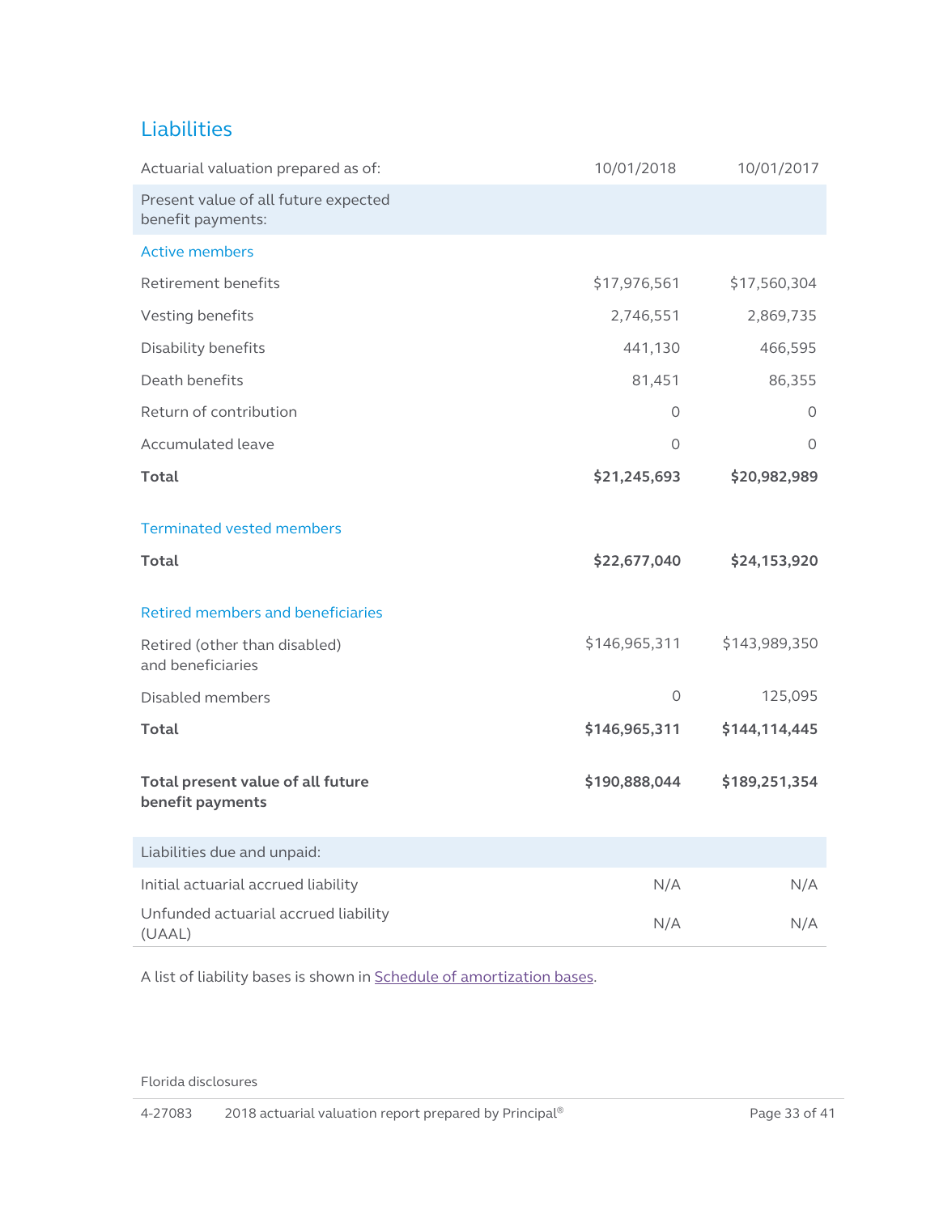## Liabilities

| Actuarial valuation prepared as of: | 10/01/2018 | 10/01/2017 |
|---|---|---|
| **Present value of all future expected benefit payments:** | | |
| *Active members* | | |
| Retirement benefits | $17,976,561 | $17,560,304 |
| Vesting benefits | 2,746,551 | 2,869,735 |
| Disability benefits | 441,130 | 466,595 |
| Death benefits | 81,451 | 86,355 |
| Return of contribution | 0 | 0 |
| Accumulated leave | 0 | 0 |
| **Total** | **$21,245,693** | **$20,982,989** |
| *Terminated vested members* | | |
| **Total** | **$22,677,040** | **$24,153,920** |
| *Retired members and beneficiaries* | | |
| Retired (other than disabled) and beneficiaries | $146,965,311 | $143,989,350 |
| Disabled members | 0 | 125,095 |
| **Total** | **$146,965,311** | **$144,114,445** |
| **Total present value of all future benefit payments** | **$190,888,044** | **$189,251,354** |
| **Liabilities due and unpaid:** | | |
| Initial actuarial accrued liability | N/A | N/A |
| Unfunded actuarial accrued liability (UAAL) | N/A | N/A |

A list of liability bases is shown in Schedule of amortization bases.

Florida disclosures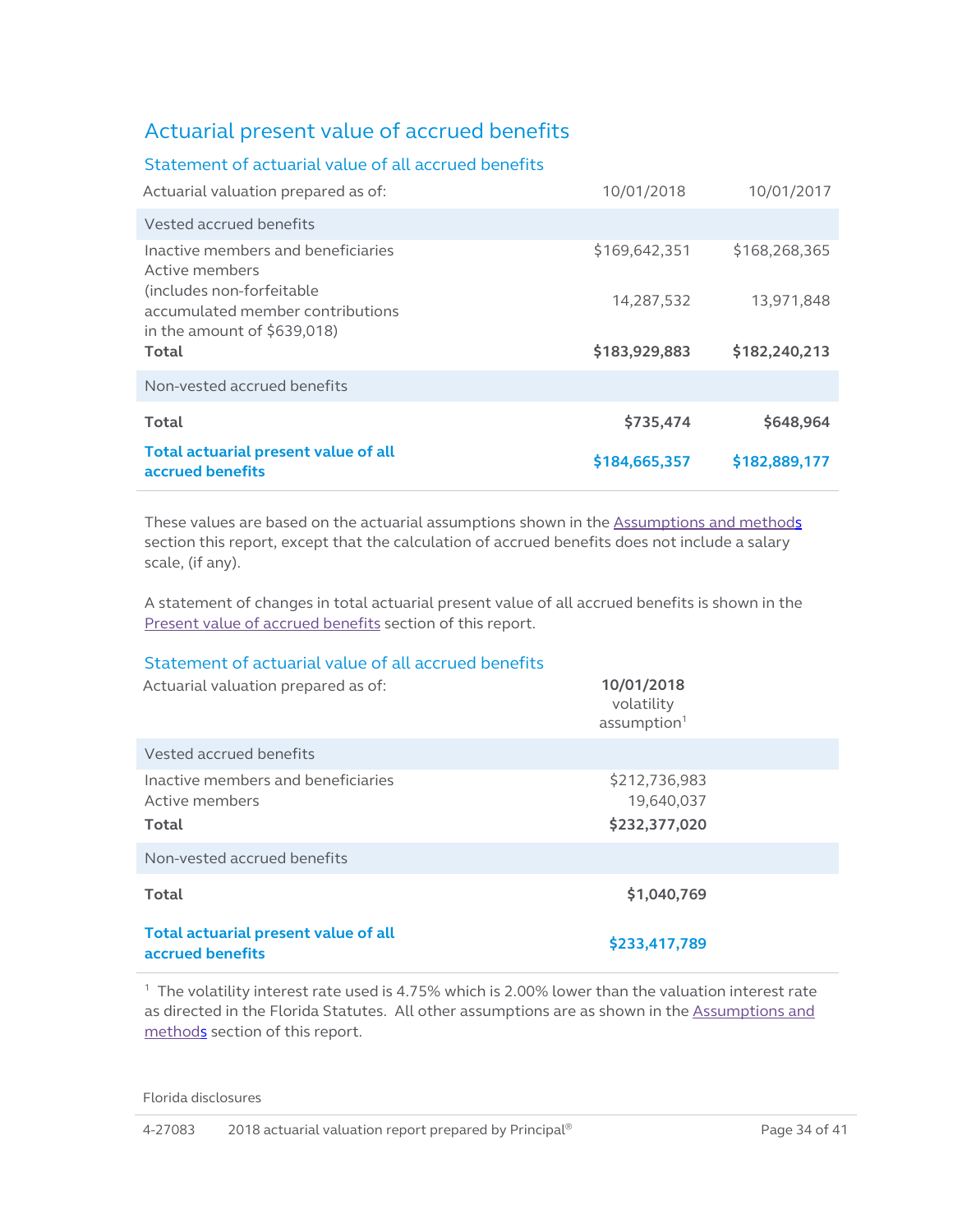# Actuarial present value of accrued benefits

## Statement of actuarial value of all accrued benefits

| Actuarial valuation prepared as of: | 10/01/2018 | 10/01/2017 |
|---|---|---|
| Vested accrued benefits | | |
| Inactive members and beneficiaries | $169,642,351 | $168,268,365 |
| Active members (includes non-forfeitable accumulated member contributions in the amount of $639,018) | 14,287,532 | 13,971,848 |
| **Total** | **$183,929,883** | **$182,240,213** |
| Non-vested accrued benefits | | |
| **Total** | **$735,474** | **$648,964** |
| **Total actuarial present value of all accrued benefits** | **$184,665,357** | **$182,889,177** |

These values are based on the actuarial assumptions shown in the Assumptions and methods section this report, except that the calculation of accrued benefits does not include a salary scale, (if any).

A statement of changes in total actuarial present value of all accrued benefits is shown in the Present value of accrued benefits section of this report.

## Statement of actuarial value of all accrued benefits

| Actuarial valuation prepared as of: | **10/01/2018** volatility assumption[1] |
|---|---|
| Vested accrued benefits | |
| Inactive members and beneficiaries | $212,736,983 |
| Active members | 19,640,037 |
| **Total** | **$232,377,020** |
| Non-vested accrued benefits | |
| **Total** | **$1,040,769** |
| **Total actuarial present value of all accrued benefits** | **$233,417,789** |

[1] The volatility interest rate used is 4.75% which is 2.00% lower than the valuation interest rate as directed in the Florida Statutes. All other assumptions are as shown in the Assumptions and methods section of this report.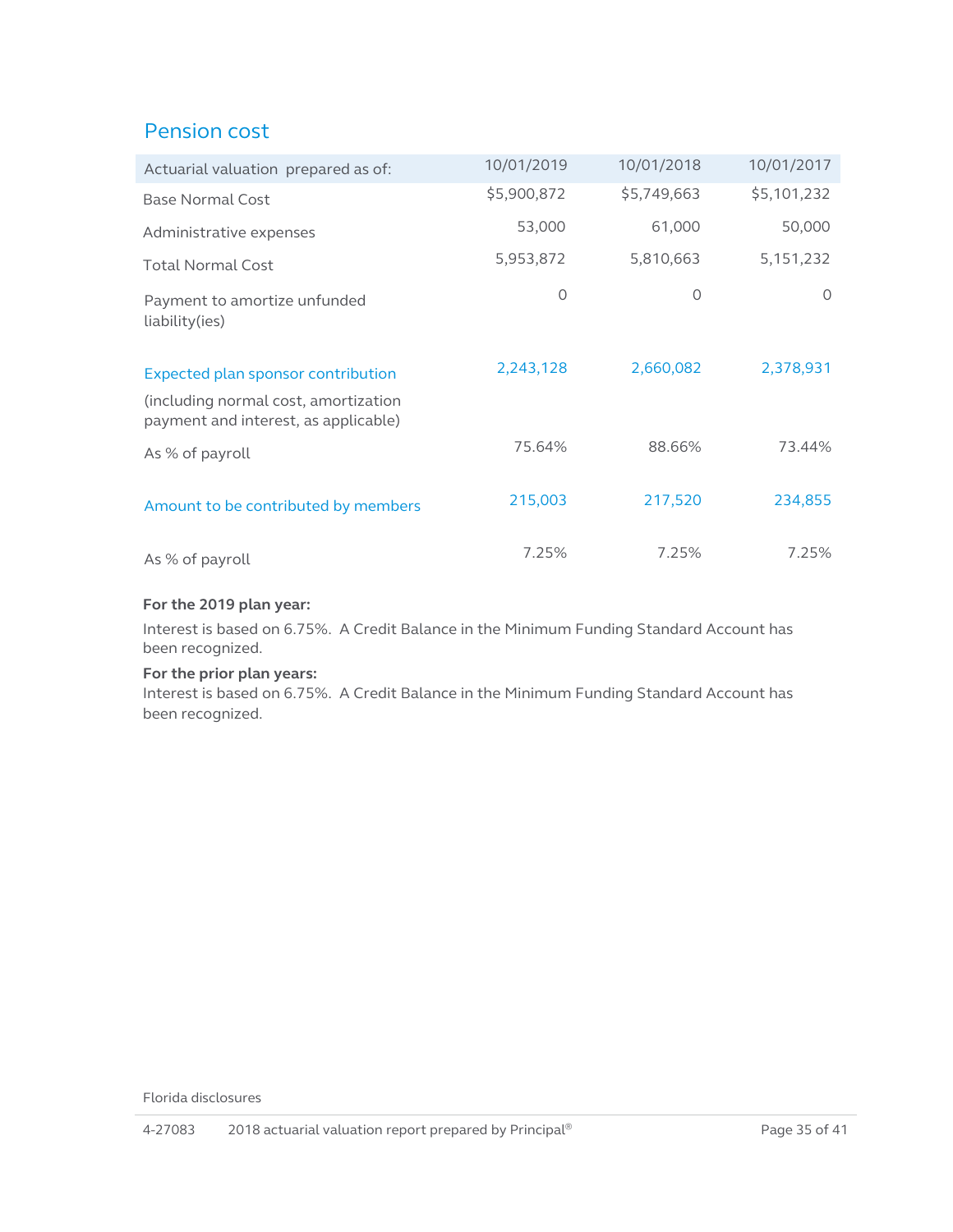## Pension cost

| Actuarial valuation prepared as of: | 10/01/2019 | 10/01/2018 | 10/01/2017 |
| --- | --- | --- | --- |
| Base Normal Cost | $5,900,872 | $5,749,663 | $5,101,232 |
| Administrative expenses | 53,000 | 61,000 | 50,000 |
| Total Normal Cost | 5,953,872 | 5,810,663 | 5,151,232 |
| Payment to amortize unfunded liability(ies) | 0 | 0 | 0 |
| Expected plan sponsor contribution (including normal cost, amortization payment and interest, as applicable) | 2,243,128 | 2,660,082 | 2,378,931 |
| As % of payroll | 75.64% | 88.66% | 73.44% |
| Amount to be contributed by members | 215,003 | 217,520 | 234,855 |
| As % of payroll | 7.25% | 7.25% | 7.25% |

**For the 2019 plan year:**

Interest is based on 6.75%. A Credit Balance in the Minimum Funding Standard Account has been recognized.

**For the prior plan years:**

Interest is based on 6.75%. A Credit Balance in the Minimum Funding Standard Account has been recognized.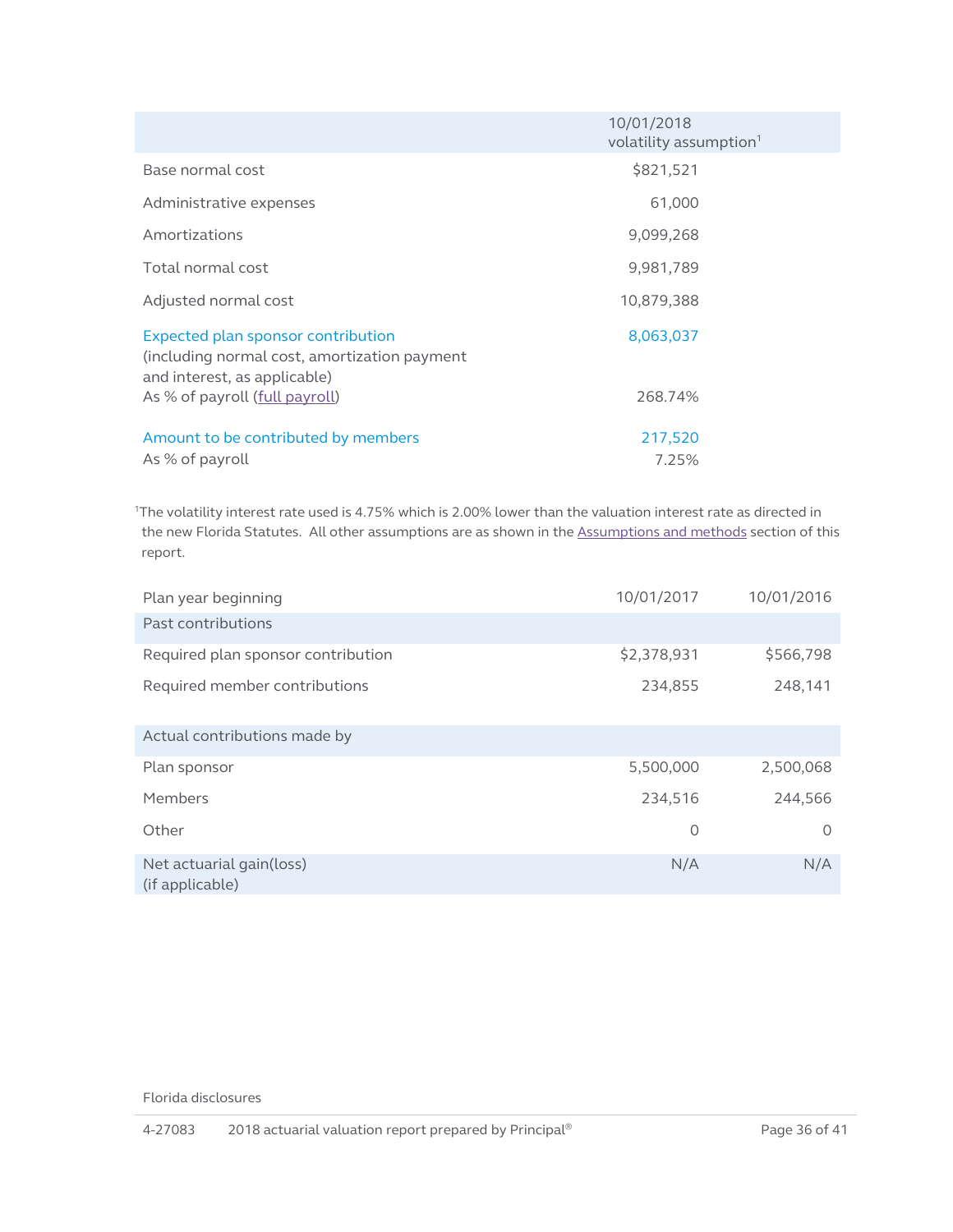| | 10/01/2018 volatility assumption[1] |
|---|---|
| Base normal cost | $821,521 |
| Administrative expenses | 61,000 |
| Amortizations | 9,099,268 |
| Total normal cost | 9,981,789 |
| Adjusted normal cost | 10,879,388 |
| Expected plan sponsor contribution (including normal cost, amortization payment and interest, as applicable) | 8,063,037 |
| As % of payroll (full payroll) | 268.74% |
| Amount to be contributed by members | 217,520 |
| As % of payroll | 7.25% |

[1]The volatility interest rate used is 4.75% which is 2.00% lower than the valuation interest rate as directed in the new Florida Statutes. All other assumptions are as shown in the Assumptions and methods section of this report.

| Plan year beginning | 10/01/2017 | 10/01/2016 |
|---|---|---|
| **Past contributions** | | |
| Required plan sponsor contribution | $2,378,931 | $566,798 |
| Required member contributions | 234,855 | 248,141 |
| **Actual contributions made by** | | |
| Plan sponsor | 5,500,000 | 2,500,068 |
| Members | 234,516 | 244,566 |
| Other | 0 | 0 |
| Net actuarial gain(loss) (if applicable) | N/A | N/A |

Florida disclosures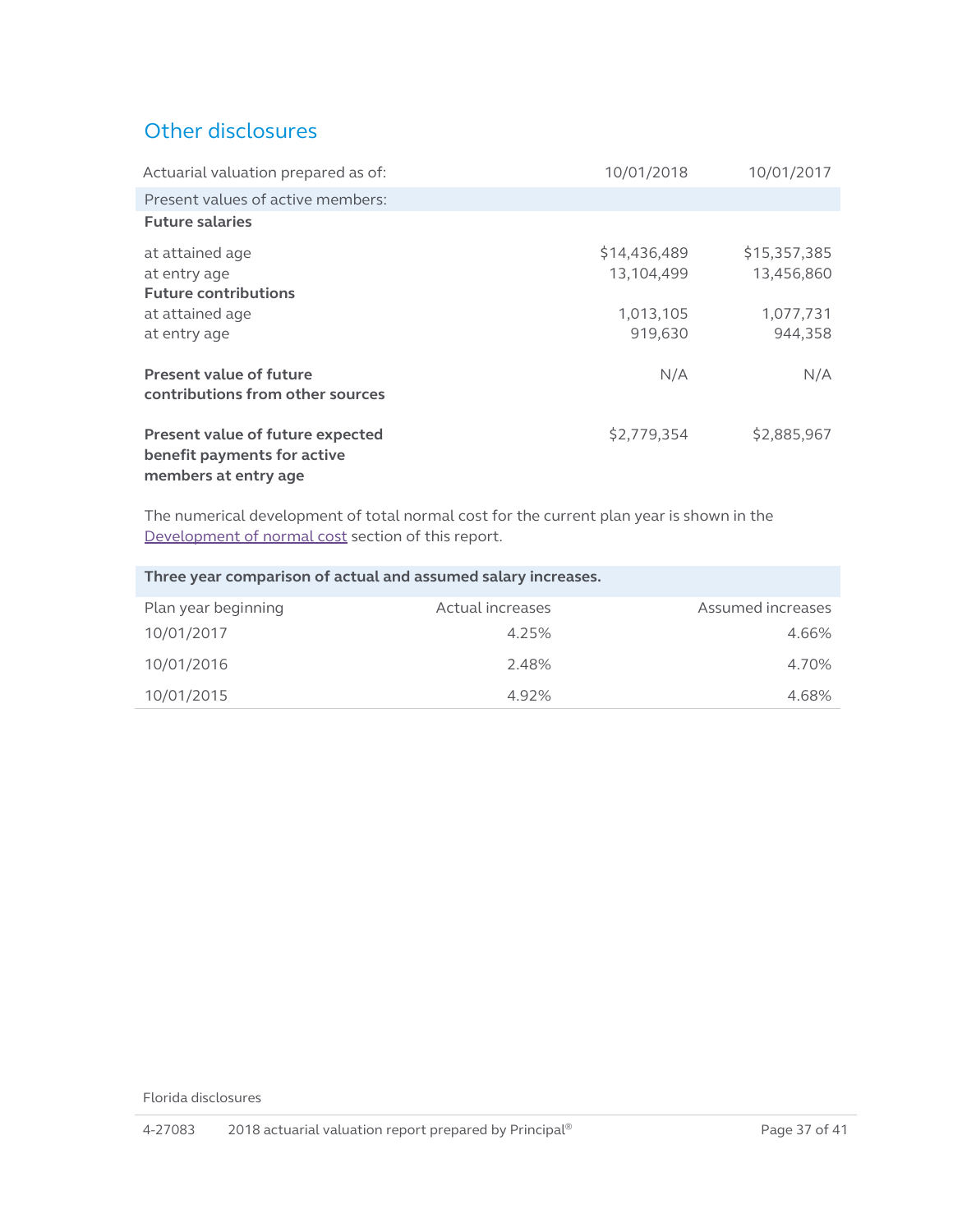## Other disclosures

| Actuarial valuation prepared as of: | 10/01/2018 | 10/01/2017 |
|---|---|---|
| Present values of active members: | | |
| **Future salaries** | | |
| at attained age | $14,436,489 | $15,357,385 |
| at entry age | 13,104,499 | 13,456,860 |
| **Future contributions** | | |
| at attained age | 1,013,105 | 1,077,731 |
| at entry age | 919,630 | 944,358 |
| **Present value of future contributions from other sources** | N/A | N/A |
| **Present value of future expected benefit payments for active members at entry age** | $2,779,354 | $2,885,967 |

The numerical development of total normal cost for the current plan year is shown in the Development of normal cost section of this report.

**Three year comparison of actual and assumed salary increases.**

| Plan year beginning | Actual increases | Assumed increases |
|---|---|---|
| 10/01/2017 | 4.25% | 4.66% |
| 10/01/2016 | 2.48% | 4.70% |
| 10/01/2015 | 4.92% | 4.68% |

Florida disclosures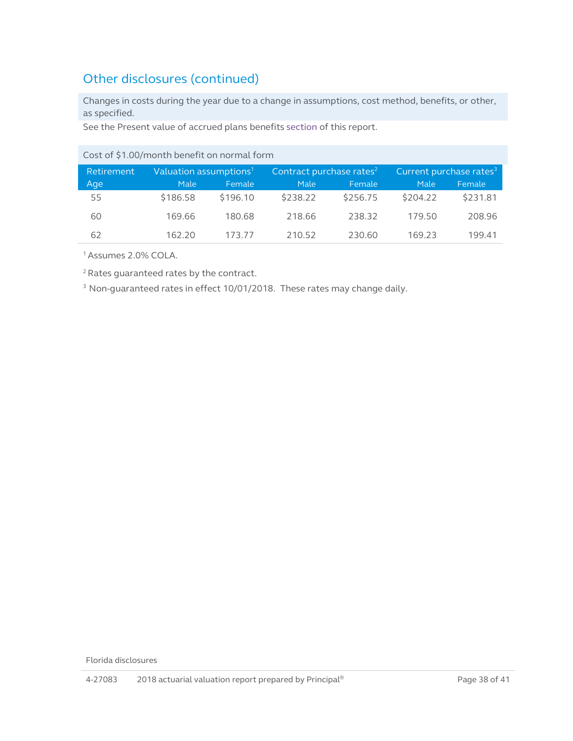## Other disclosures (continued)

Changes in costs during the year due to a change in assumptions, cost method, benefits, or other, as specified.

See the Present value of accrued plans benefits section of this report.

Cost of $1.00/month benefit on normal form

| Retirement Age | Valuation assumptions[1] | | Contract purchase rates[2] | | Current purchase rates[3] | |
|---|---|---|---|---|---|---|
| | Male | Female | Male | Female | Male | Female |
| 55 | $186.58 | $196.10 | $238.22 | $256.75 | $204.22 | $231.81 |
| 60 | 169.66 | 180.68 | 218.66 | 238.32 | 179.50 | 208.96 |
| 62 | 162.20 | 173.77 | 210.52 | 230.60 | 169.23 | 199.41 |

[1] Assumes 2.0% COLA.

[2] Rates guaranteed rates by the contract.

[3] Non-guaranteed rates in effect 10/01/2018. These rates may change daily.

Florida disclosures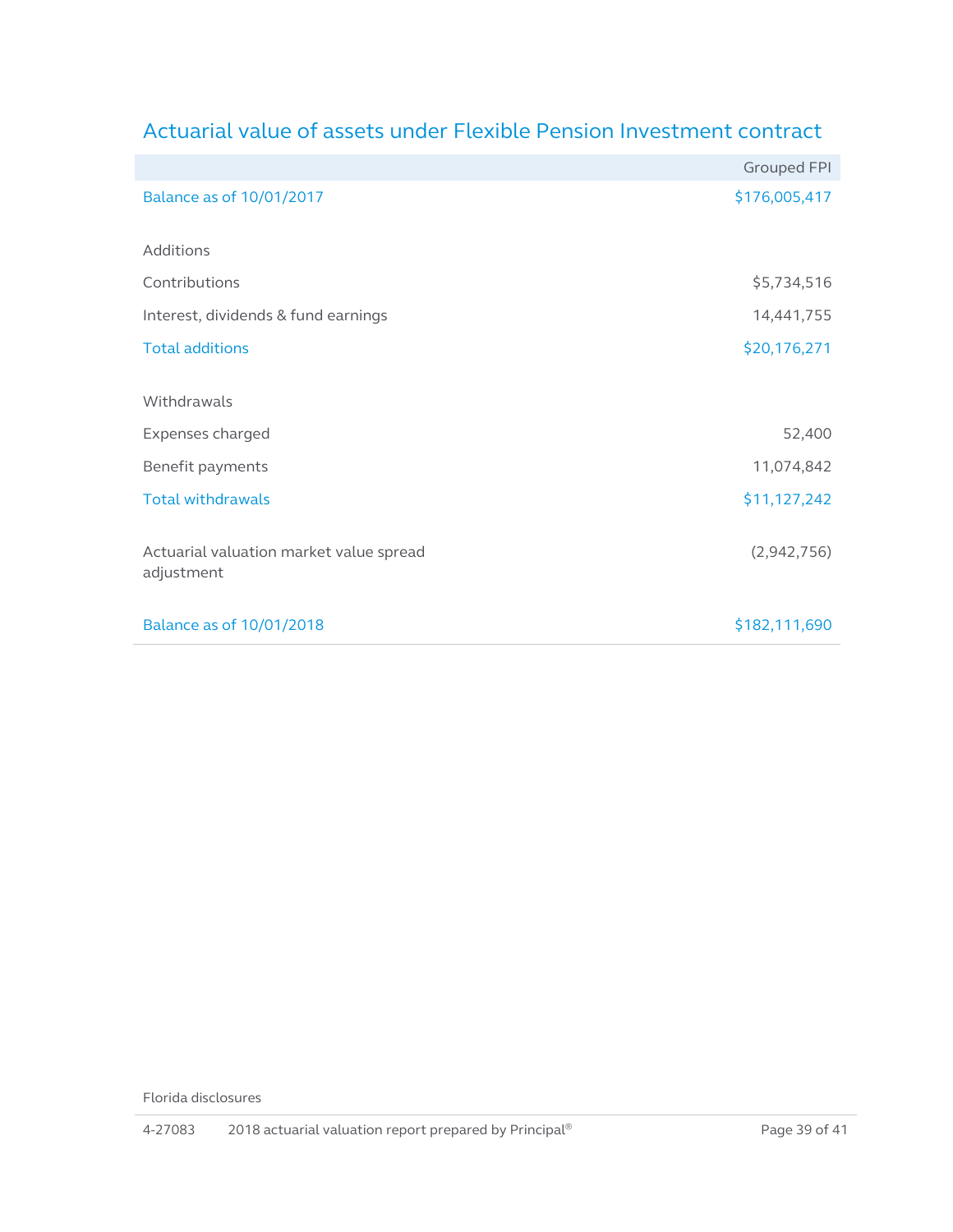## Actuarial value of assets under Flexible Pension Investment contract

| | Grouped FPI |
|---|---|
| Balance as of 10/01/2017 | $176,005,417 |
| | |
| Additions | |
| Contributions | $5,734,516 |
| Interest, dividends & fund earnings | 14,441,755 |
| Total additions | $20,176,271 |
| | |
| Withdrawals | |
| Expenses charged | 52,400 |
| Benefit payments | 11,074,842 |
| Total withdrawals | $11,127,242 |
| | |
| Actuarial valuation market value spread adjustment | (2,942,756) |
| | |
| Balance as of 10/01/2018 | $182,111,690 |

Florida disclosures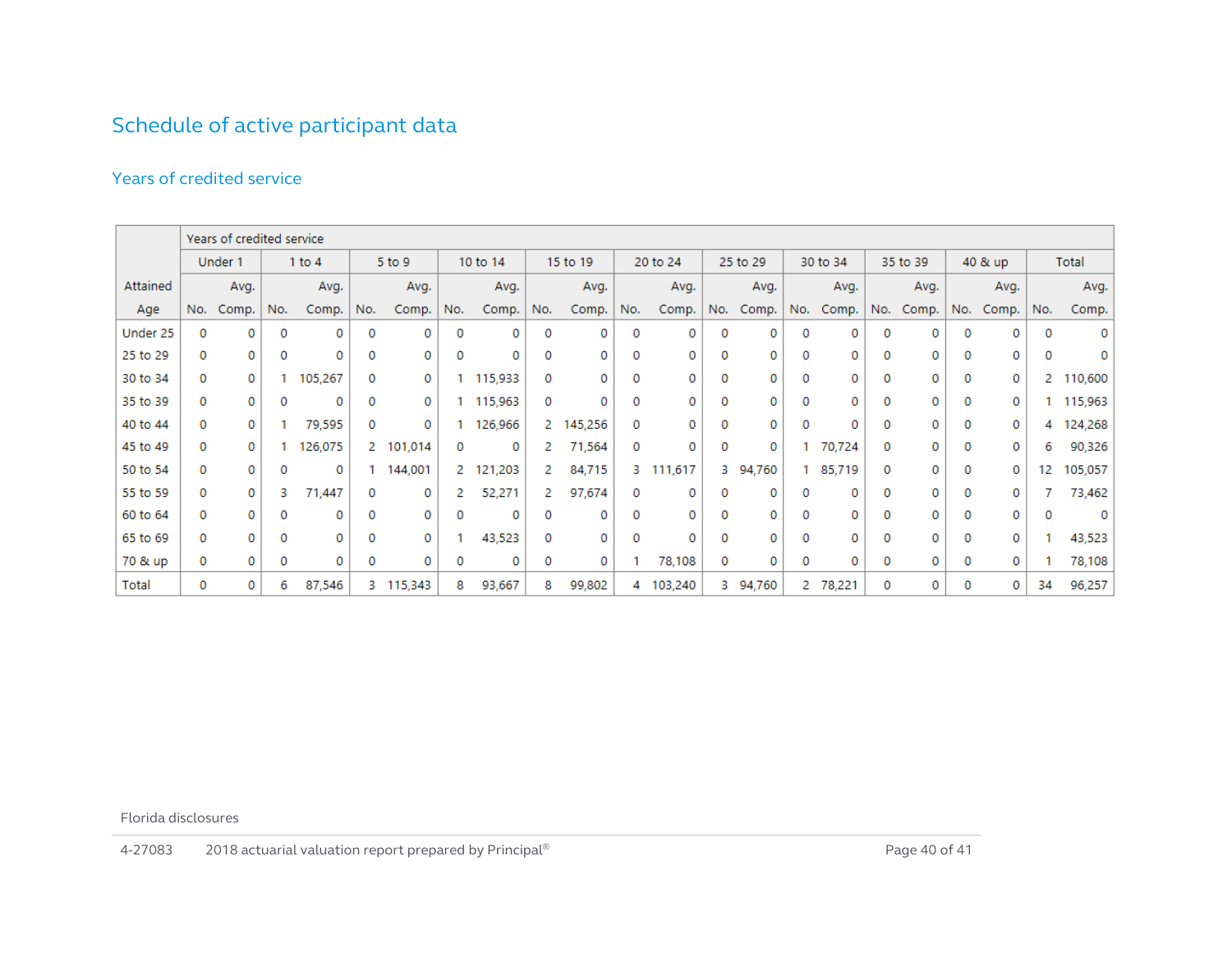# Schedule of active participant data

## Years of credited service

| Attained Age | Under 1 | | 1 to 4 | | 5 to 9 | | 10 to 14 | | 15 to 19 | | 20 to 24 | | 25 to 29 | | 30 to 34 | | 35 to 39 | | 40 & up | | Total | |
|---|---|---|---|---|---|---|---|---|---|---|---|---|---|---|---|---|---|---|---|---|---|---|
| | No. | Avg. Comp. | No. | Avg. Comp. | No. | Avg. Comp. | No. | Avg. Comp. | No. | Avg. Comp. | No. | Avg. Comp. | No. | Avg. Comp. | No. | Avg. Comp. | No. | Avg. Comp. | No. | Avg. Comp. | No. | Avg. Comp. |
| Under 25 | 0 | 0 | 0 | 0 | 0 | 0 | 0 | 0 | 0 | 0 | 0 | 0 | 0 | 0 | 0 | 0 | 0 | 0 | 0 | 0 | 0 | 0 |
| 25 to 29 | 0 | 0 | 0 | 0 | 0 | 0 | 0 | 0 | 0 | 0 | 0 | 0 | 0 | 0 | 0 | 0 | 0 | 0 | 0 | 0 | 0 | 0 |
| 30 to 34 | 0 | 0 | 1 | 105,267 | 0 | 0 | 1 | 115,933 | 0 | 0 | 0 | 0 | 0 | 0 | 0 | 0 | 0 | 0 | 0 | 0 | 2 | 110,600 |
| 35 to 39 | 0 | 0 | 0 | 0 | 0 | 0 | 1 | 115,963 | 0 | 0 | 0 | 0 | 0 | 0 | 0 | 0 | 0 | 0 | 0 | 0 | 1 | 115,963 |
| 40 to 44 | 0 | 0 | 1 | 79,595 | 0 | 0 | 1 | 126,966 | 2 | 145,256 | 0 | 0 | 0 | 0 | 0 | 0 | 0 | 0 | 0 | 0 | 4 | 124,268 |
| 45 to 49 | 0 | 0 | 1 | 126,075 | 2 | 101,014 | 0 | 0 | 2 | 71,564 | 0 | 0 | 0 | 0 | 1 | 70,724 | 0 | 0 | 0 | 0 | 6 | 90,326 |
| 50 to 54 | 0 | 0 | 0 | 0 | 1 | 144,001 | 2 | 121,203 | 2 | 84,715 | 3 | 111,617 | 3 | 94,760 | 1 | 85,719 | 0 | 0 | 0 | 0 | 12 | 105,057 |
| 55 to 59 | 0 | 0 | 3 | 71,447 | 0 | 0 | 2 | 52,271 | 2 | 97,674 | 0 | 0 | 0 | 0 | 0 | 0 | 0 | 0 | 0 | 0 | 7 | 73,462 |
| 60 to 64 | 0 | 0 | 0 | 0 | 0 | 0 | 0 | 0 | 0 | 0 | 0 | 0 | 0 | 0 | 0 | 0 | 0 | 0 | 0 | 0 | 0 | 0 |
| 65 to 69 | 0 | 0 | 0 | 0 | 0 | 0 | 1 | 43,523 | 0 | 0 | 0 | 0 | 0 | 0 | 0 | 0 | 0 | 0 | 0 | 0 | 1 | 43,523 |
| 70 & up | 0 | 0 | 0 | 0 | 0 | 0 | 0 | 0 | 0 | 0 | 1 | 78,108 | 0 | 0 | 0 | 0 | 0 | 0 | 0 | 0 | 1 | 78,108 |
| Total | 0 | 0 | 6 | 87,546 | 3 | 115,343 | 8 | 93,667 | 8 | 99,802 | 4 | 103,240 | 3 | 94,760 | 2 | 78,221 | 0 | 0 | 0 | 0 | 34 | 96,257 |

Florida disclosures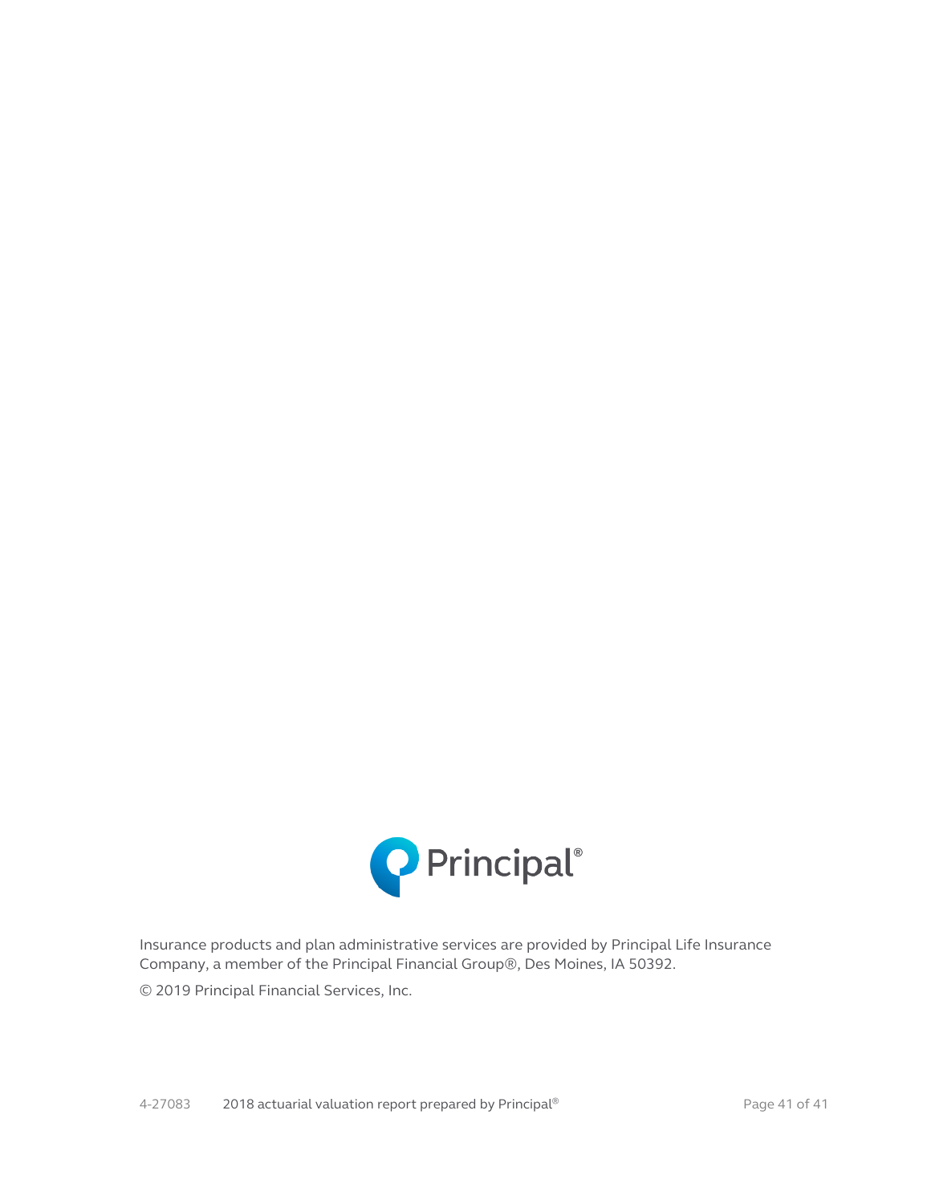Principal®

Insurance products and plan administrative services are provided by Principal Life Insurance Company, a member of the Principal Financial Group®, Des Moines, IA 50392.

© 2019 Principal Financial Services, Inc.

4-27083